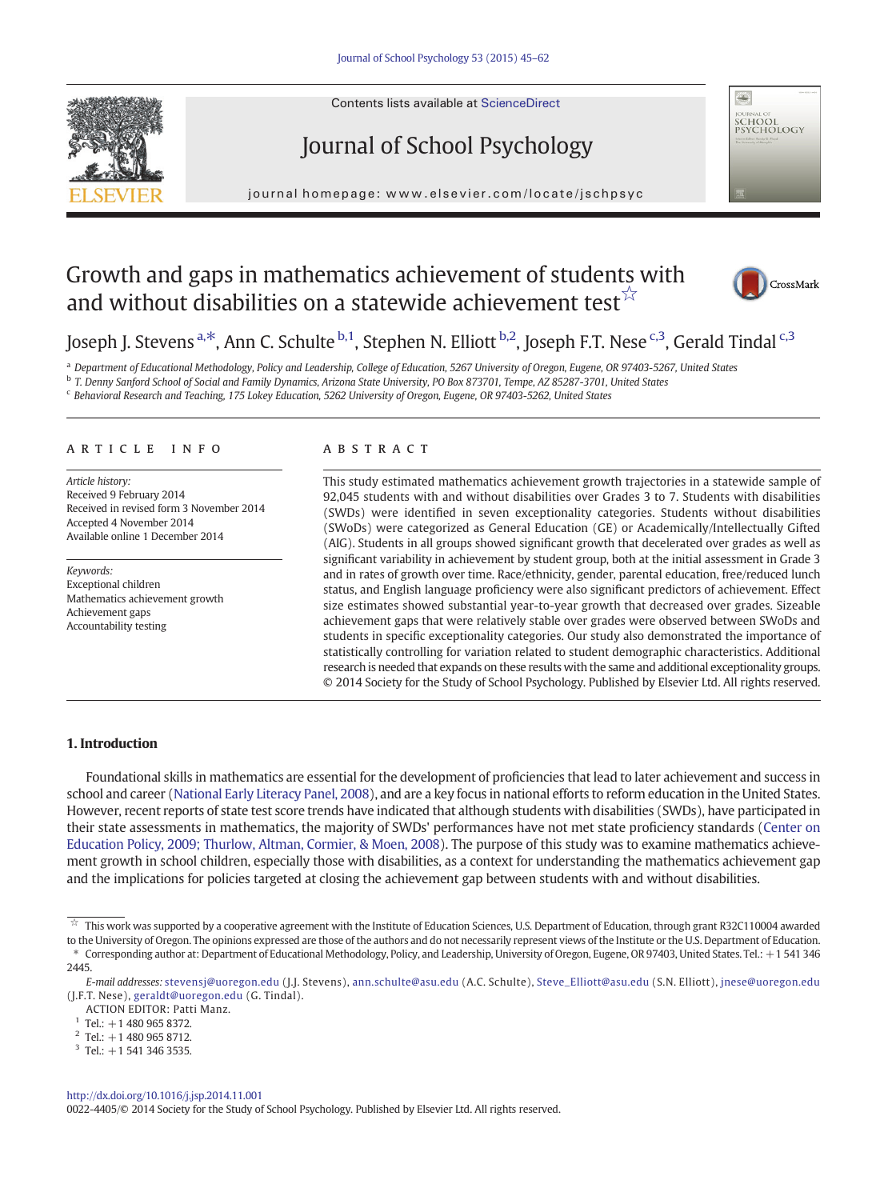# Growth and gaps in mathematics achievement of students with and without disabilities on a statewide achievement test☆

Joseph J. Stevens [a,*], Ann C. Schulte [b,1], Stephen N. Elliott [b,2], Joseph F.T. Nese [c,3], Gerald Tindal [c,3]

[a] Department of Educational Methodology, Policy and Leadership, College of Education, 5267 University of Oregon, Eugene, OR 97403-5267, United States
[b] T. Denny Sanford School of Social and Family Dynamics, Arizona State University, PO Box 873701, Tempe, AZ 85287-3701, United States
[c] Behavioral Research and Teaching, 175 Lokey Education, 5262 University of Oregon, Eugene, OR 97403-5262, United States

## ARTICLE INFO

*Article history:*
Received 9 February 2014
Received in revised form 3 November 2014
Accepted 4 November 2014
Available online 1 December 2014

*Keywords:*
Exceptional children
Mathematics achievement growth
Achievement gaps
Accountability testing

## ABSTRACT

This study estimated mathematics achievement growth trajectories in a statewide sample of 92,045 students with and without disabilities over Grades 3 to 7. Students with disabilities (SWDs) were identified in seven exceptionality categories. Students without disabilities (SWoDs) were categorized as General Education (GE) or Academically/Intellectually Gifted (AIG). Students in all groups showed significant growth that decelerated over grades as well as significant variability in achievement by student group, both at the initial assessment in Grade 3 and in rates of growth over time. Race/ethnicity, gender, parental education, free/reduced lunch status, and English language proficiency were also significant predictors of achievement. Effect size estimates showed substantial year-to-year growth that decreased over grades. Sizeable achievement gaps that were relatively stable over grades were observed between SWoDs and students in specific exceptionality categories. Our study also demonstrated the importance of statistically controlling for variation related to student demographic characteristics. Additional research is needed that expands on these results with the same and additional exceptionality groups.
© 2014 Society for the Study of School Psychology. Published by Elsevier Ltd. All rights reserved.

## 1. Introduction

Foundational skills in mathematics are essential for the development of proficiencies that lead to later achievement and success in school and career (National Early Literacy Panel, 2008), and are a key focus in national efforts to reform education in the United States. However, recent reports of state test score trends have indicated that although students with disabilities (SWDs), have participated in their state assessments in mathematics, the majority of SWDs' performances have not met state proficiency standards (Center on Education Policy, 2009; Thurlow, Altman, Cormier, & Moen, 2008). The purpose of this study was to examine mathematics achievement growth in school children, especially those with disabilities, as a context for understanding the mathematics achievement gap and the implications for policies targeted at closing the achievement gap between students with and without disabilities.

---

☆ This work was supported by a cooperative agreement with the Institute of Education Sciences, U.S. Department of Education, through grant R32C110004 awarded to the University of Oregon. The opinions expressed are those of the authors and do not necessarily represent views of the Institute or the U.S. Department of Education.
\* Corresponding author at: Department of Educational Methodology, Policy, and Leadership, University of Oregon, Eugene, OR 97403, United States. Tel.: +1 541 346 2445.

*E-mail addresses:* stevensj@uoregon.edu (J.J. Stevens), ann.schulte@asu.edu (A.C. Schulte), Steve_Elliott@asu.edu (S.N. Elliott), jnese@uoregon.edu (J.F.T. Nese), geraldt@uoregon.edu (G. Tindal).

ACTION EDITOR: Patti Manz.

[1] Tel.: +1 480 965 8372.
[2] Tel.: +1 480 965 8712.
[3] Tel.: +1 541 346 3535.

http://dx.doi.org/10.1016/j.jsp.2014.11.001
0022-4405/© 2014 Society for the Study of School Psychology. Published by Elsevier Ltd. All rights reserved.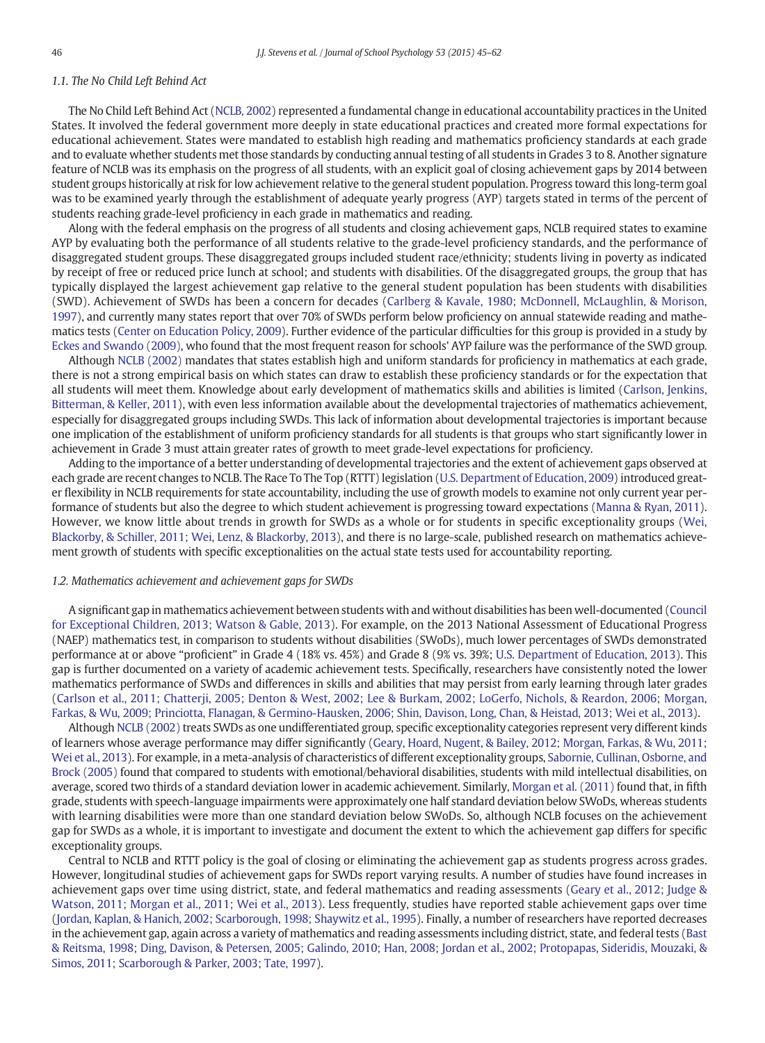### 1.1. The No Child Left Behind Act

The No Child Left Behind Act (NCLB, 2002) represented a fundamental change in educational accountability practices in the United States. It involved the federal government more deeply in state educational practices and created more formal expectations for educational achievement. States were mandated to establish high reading and mathematics proficiency standards at each grade and to evaluate whether students met those standards by conducting annual testing of all students in Grades 3 to 8. Another signature feature of NCLB was its emphasis on the progress of all students, with an explicit goal of closing achievement gaps by 2014 between student groups historically at risk for low achievement relative to the general student population. Progress toward this long-term goal was to be examined yearly through the establishment of adequate yearly progress (AYP) targets stated in terms of the percent of students reaching grade-level proficiency in each grade in mathematics and reading.

Along with the federal emphasis on the progress of all students and closing achievement gaps, NCLB required states to examine AYP by evaluating both the performance of all students relative to the grade-level proficiency standards, and the performance of disaggregated student groups. These disaggregated groups included student race/ethnicity; students living in poverty as indicated by receipt of free or reduced price lunch at school; and students with disabilities. Of the disaggregated groups, the group that has typically displayed the largest achievement gap relative to the general student population has been students with disabilities (SWD). Achievement of SWDs has been a concern for decades (Carlberg & Kavale, 1980; McDonnell, McLaughlin, & Morison, 1997), and currently many states report that over 70% of SWDs perform below proficiency on annual statewide reading and mathematics tests (Center on Education Policy, 2009). Further evidence of the particular difficulties for this group is provided in a study by Eckes and Swando (2009), who found that the most frequent reason for schools' AYP failure was the performance of the SWD group.

Although NCLB (2002) mandates that states establish high and uniform standards for proficiency in mathematics at each grade, there is not a strong empirical basis on which states can draw to establish these proficiency standards or for the expectation that all students will meet them. Knowledge about early development of mathematics skills and abilities is limited (Carlson, Jenkins, Bitterman, & Keller, 2011), with even less information available about the developmental trajectories of mathematics achievement, especially for disaggregated groups including SWDs. This lack of information about developmental trajectories is important because one implication of the establishment of uniform proficiency standards for all students is that groups who start significantly lower in achievement in Grade 3 must attain greater rates of growth to meet grade-level expectations for proficiency.

Adding to the importance of a better understanding of developmental trajectories and the extent of achievement gaps observed at each grade are recent changes to NCLB. The Race To The Top (RTTT) legislation (U.S. Department of Education, 2009) introduced greater flexibility in NCLB requirements for state accountability, including the use of growth models to examine not only current year performance of students but also the degree to which student achievement is progressing toward expectations (Manna & Ryan, 2011). However, we know little about trends in growth for SWDs as a whole or for students in specific exceptionality groups (Wei, Blackorby, & Schiller, 2011; Wei, Lenz, & Blackorby, 2013), and there is no large-scale, published research on mathematics achievement growth of students with specific exceptionalities on the actual state tests used for accountability reporting.

### 1.2. Mathematics achievement and achievement gaps for SWDs

A significant gap in mathematics achievement between students with and without disabilities has been well-documented (Council for Exceptional Children, 2013; Watson & Gable, 2013). For example, on the 2013 National Assessment of Educational Progress (NAEP) mathematics test, in comparison to students without disabilities (SWoDs), much lower percentages of SWDs demonstrated performance at or above "proficient" in Grade 4 (18% vs. 45%) and Grade 8 (9% vs. 39%; U.S. Department of Education, 2013). This gap is further documented on a variety of academic achievement tests. Specifically, researchers have consistently noted the lower mathematics performance of SWDs and differences in skills and abilities that may persist from early learning through later grades (Carlson et al., 2011; Chatterji, 2005; Denton & West, 2002; Lee & Burkam, 2002; LoGerfo, Nichols, & Reardon, 2006; Morgan, Farkas, & Wu, 2009; Princiotta, Flanagan, & Germino-Hausken, 2006; Shin, Davison, Long, Chan, & Heistad, 2013; Wei et al., 2013).

Although NCLB (2002) treats SWDs as one undifferentiated group, specific exceptionality categories represent very different kinds of learners whose average performance may differ significantly (Geary, Hoard, Nugent, & Bailey, 2012; Morgan, Farkas, & Wu, 2011; Wei et al., 2013). For example, in a meta-analysis of characteristics of different exceptionality groups, Sabornie, Cullinan, Osborne, and Brock (2005) found that compared to students with emotional/behavioral disabilities, students with mild intellectual disabilities, on average, scored two thirds of a standard deviation lower in academic achievement. Similarly, Morgan et al. (2011) found that, in fifth grade, students with speech-language impairments were approximately one half standard deviation below SWoDs, whereas students with learning disabilities were more than one standard deviation below SWoDs. So, although NCLB focuses on the achievement gap for SWDs as a whole, it is important to investigate and document the extent to which the achievement gap differs for specific exceptionality groups.

Central to NCLB and RTTT policy is the goal of closing or eliminating the achievement gap as students progress across grades. However, longitudinal studies of achievement gaps for SWDs report varying results. A number of studies have found increases in achievement gaps over time using district, state, and federal mathematics and reading assessments (Geary et al., 2012; Judge & Watson, 2011; Morgan et al., 2011; Wei et al., 2013). Less frequently, studies have reported stable achievement gaps over time (Jordan, Kaplan, & Hanich, 2002; Scarborough, 1998; Shaywitz et al., 1995). Finally, a number of researchers have reported decreases in the achievement gap, again across a variety of mathematics and reading assessments including district, state, and federal tests (Bast & Reitsma, 1998; Ding, Davison, & Petersen, 2005; Galindo, 2010; Han, 2008; Jordan et al., 2002; Protopapas, Sideridis, Mouzaki, & Simos, 2011; Scarborough & Parker, 2003; Tate, 1997).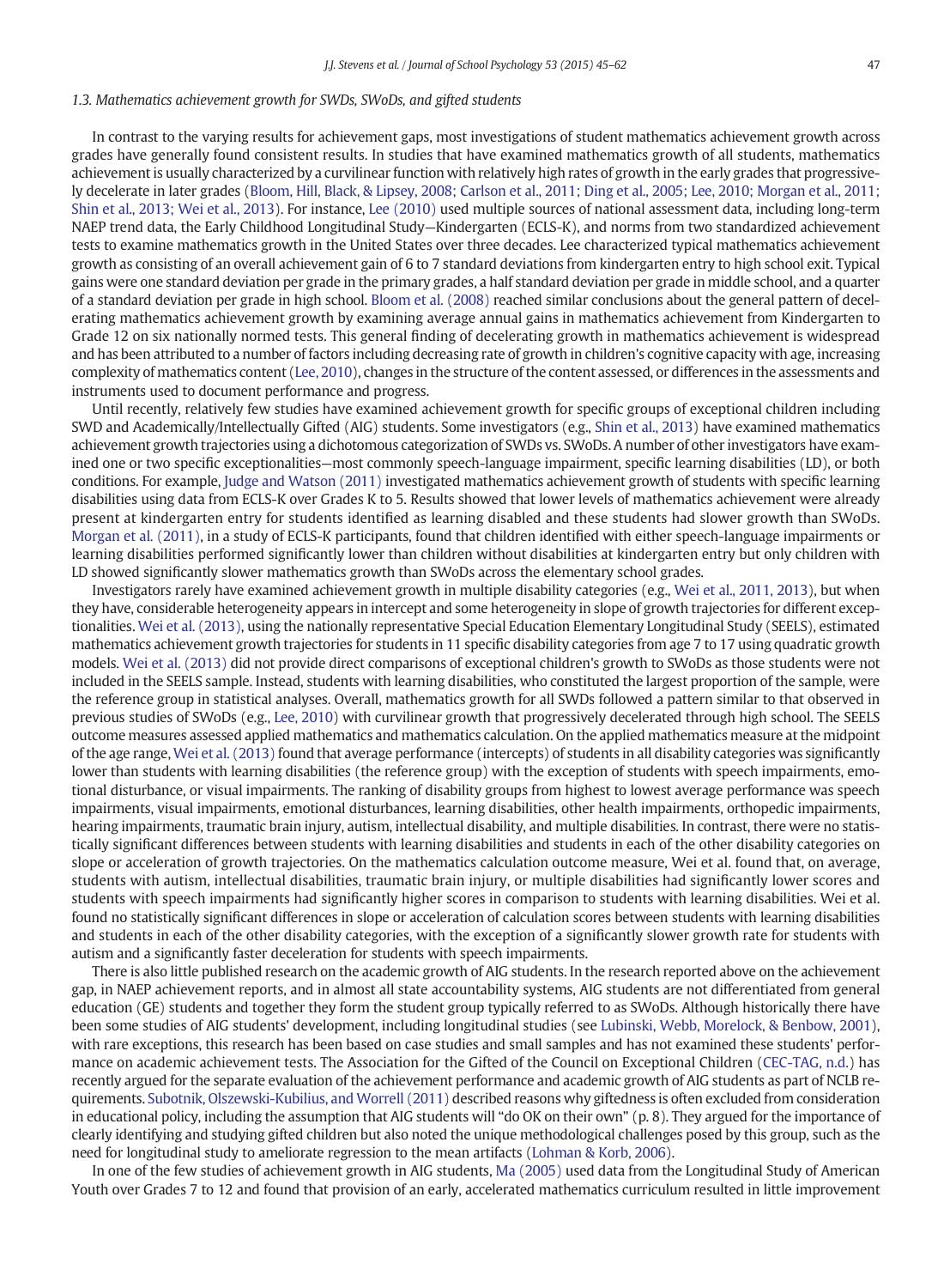### 1.3. Mathematics achievement growth for SWDs, SWoDs, and gifted students

In contrast to the varying results for achievement gaps, most investigations of student mathematics achievement growth across grades have generally found consistent results. In studies that have examined mathematics growth of all students, mathematics achievement is usually characterized by a curvilinear function with relatively high rates of growth in the early grades that progressively decelerate in later grades (Bloom, Hill, Black, & Lipsey, 2008; Carlson et al., 2011; Ding et al., 2005; Lee, 2010; Morgan et al., 2011; Shin et al., 2013; Wei et al., 2013). For instance, Lee (2010) used multiple sources of national assessment data, including long-term NAEP trend data, the Early Childhood Longitudinal Study—Kindergarten (ECLS-K), and norms from two standardized achievement tests to examine mathematics growth in the United States over three decades. Lee characterized typical mathematics achievement growth as consisting of an overall achievement gain of 6 to 7 standard deviations from kindergarten entry to high school exit. Typical gains were one standard deviation per grade in the primary grades, a half standard deviation per grade in middle school, and a quarter of a standard deviation per grade in high school. Bloom et al. (2008) reached similar conclusions about the general pattern of decelerating mathematics achievement growth by examining average annual gains in mathematics achievement from Kindergarten to Grade 12 on six nationally normed tests. This general finding of decelerating growth in mathematics achievement is widespread and has been attributed to a number of factors including decreasing rate of growth in children's cognitive capacity with age, increasing complexity of mathematics content (Lee, 2010), changes in the structure of the content assessed, or differences in the assessments and instruments used to document performance and progress.

Until recently, relatively few studies have examined achievement growth for specific groups of exceptional children including SWD and Academically/Intellectually Gifted (AIG) students. Some investigators (e.g., Shin et al., 2013) have examined mathematics achievement growth trajectories using a dichotomous categorization of SWDs vs. SWoDs. A number of other investigators have examined one or two specific exceptionalities—most commonly speech-language impairment, specific learning disabilities (LD), or both conditions. For example, Judge and Watson (2011) investigated mathematics achievement growth of students with specific learning disabilities using data from ECLS-K over Grades K to 5. Results showed that lower levels of mathematics achievement were already present at kindergarten entry for students identified as learning disabled and these students had slower growth than SWoDs. Morgan et al. (2011), in a study of ECLS-K participants, found that children identified with either speech-language impairments or learning disabilities performed significantly lower than children without disabilities at kindergarten entry but only children with LD showed significantly slower mathematics growth than SWoDs across the elementary school grades.

Investigators rarely have examined achievement growth in multiple disability categories (e.g., Wei et al., 2011, 2013), but when they have, considerable heterogeneity appears in intercept and some heterogeneity in slope of growth trajectories for different exceptionalities. Wei et al. (2013), using the nationally representative Special Education Elementary Longitudinal Study (SEELS), estimated mathematics achievement growth trajectories for students in 11 specific disability categories from age 7 to 17 using quadratic growth models. Wei et al. (2013) did not provide direct comparisons of exceptional children's growth to SWoDs as those students were not included in the SEELS sample. Instead, students with learning disabilities, who constituted the largest proportion of the sample, were the reference group in statistical analyses. Overall, mathematics growth for all SWDs followed a pattern similar to that observed in previous studies of SWoDs (e.g., Lee, 2010) with curvilinear growth that progressively decelerated through high school. The SEELS outcome measures assessed applied mathematics and mathematics calculation. On the applied mathematics measure at the midpoint of the age range, Wei et al. (2013) found that average performance (intercepts) of students in all disability categories was significantly lower than students with learning disabilities (the reference group) with the exception of students with speech impairments, emotional disturbance, or visual impairments. The ranking of disability groups from highest to lowest average performance was speech impairments, visual impairments, emotional disturbances, learning disabilities, other health impairments, orthopedic impairments, hearing impairments, traumatic brain injury, autism, intellectual disability, and multiple disabilities. In contrast, there were no statistically significant differences between students with learning disabilities and students in each of the other disability categories on slope or acceleration of growth trajectories. On the mathematics calculation outcome measure, Wei et al. found that, on average, students with autism, intellectual disabilities, traumatic brain injury, or multiple disabilities had significantly lower scores and students with speech impairments had significantly higher scores in comparison to students with learning disabilities. Wei et al. found no statistically significant differences in slope or acceleration of calculation scores between students with learning disabilities and students in each of the other disability categories, with the exception of a significantly slower growth rate for students with autism and a significantly faster deceleration for students with speech impairments.

There is also little published research on the academic growth of AIG students. In the research reported above on the achievement gap, in NAEP achievement reports, and in almost all state accountability systems, AIG students are not differentiated from general education (GE) students and together they form the student group typically referred to as SWoDs. Although historically there have been some studies of AIG students' development, including longitudinal studies (see Lubinski, Webb, Morelock, & Benbow, 2001), with rare exceptions, this research has been based on case studies and small samples and has not examined these students' performance on academic achievement tests. The Association for the Gifted of the Council on Exceptional Children (CEC-TAG, n.d.) has recently argued for the separate evaluation of the achievement performance and academic growth of AIG students as part of NCLB requirements. Subotnik, Olszewski-Kubilius, and Worrell (2011) described reasons why giftedness is often excluded from consideration in educational policy, including the assumption that AIG students will "do OK on their own" (p. 8). They argued for the importance of clearly identifying and studying gifted children but also noted the unique methodological challenges posed by this group, such as the need for longitudinal study to ameliorate regression to the mean artifacts (Lohman & Korb, 2006).

In one of the few studies of achievement growth in AIG students, Ma (2005) used data from the Longitudinal Study of American Youth over Grades 7 to 12 and found that provision of an early, accelerated mathematics curriculum resulted in little improvement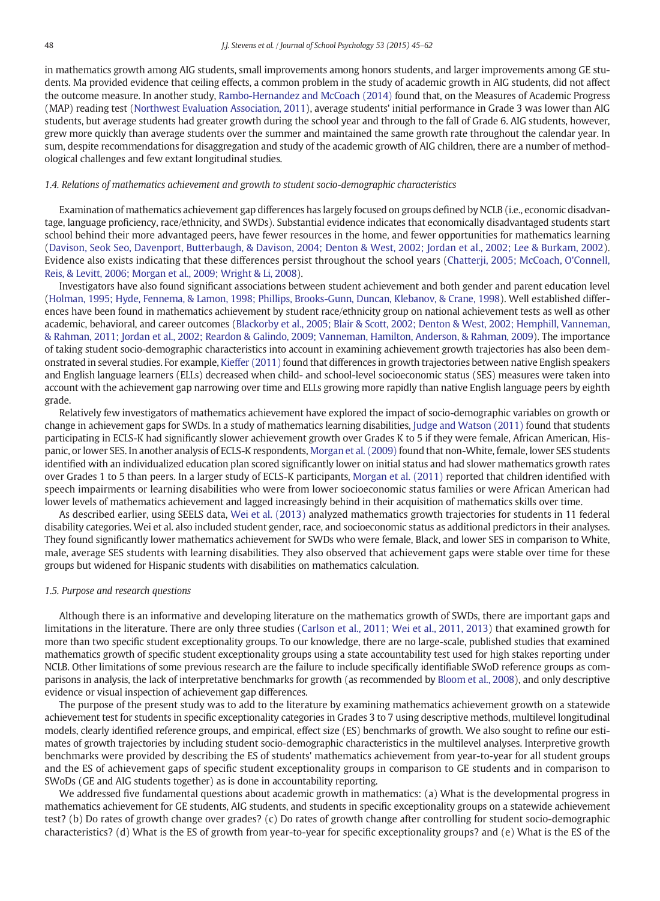in mathematics growth among AIG students, small improvements among honors students, and larger improvements among GE students. Ma provided evidence that ceiling effects, a common problem in the study of academic growth in AIG students, did not affect the outcome measure. In another study, Rambo-Hernandez and McCoach (2014) found that, on the Measures of Academic Progress (MAP) reading test (Northwest Evaluation Association, 2011), average students' initial performance in Grade 3 was lower than AIG students, but average students had greater growth during the school year and through to the fall of Grade 6. AIG students, however, grew more quickly than average students over the summer and maintained the same growth rate throughout the calendar year. In sum, despite recommendations for disaggregation and study of the academic growth of AIG children, there are a number of methodological challenges and few extant longitudinal studies.

### *1.4. Relations of mathematics achievement and growth to student socio-demographic characteristics*

Examination of mathematics achievement gap differences has largely focused on groups defined by NCLB (i.e., economic disadvantage, language proficiency, race/ethnicity, and SWDs). Substantial evidence indicates that economically disadvantaged students start school behind their more advantaged peers, have fewer resources in the home, and fewer opportunities for mathematics learning (Davison, Seok Seo, Davenport, Butterbaugh, & Davison, 2004; Denton & West, 2002; Jordan et al., 2002; Lee & Burkam, 2002). Evidence also exists indicating that these differences persist throughout the school years (Chatterji, 2005; McCoach, O'Connell, Reis, & Levitt, 2006; Morgan et al., 2009; Wright & Li, 2008).

Investigators have also found significant associations between student achievement and both gender and parent education level (Holman, 1995; Hyde, Fennema, & Lamon, 1998; Phillips, Brooks-Gunn, Duncan, Klebanov, & Crane, 1998). Well established differences have been found in mathematics achievement by student race/ethnicity group on national achievement tests as well as other academic, behavioral, and career outcomes (Blackorby et al., 2005; Blair & Scott, 2002; Denton & West, 2002; Hemphill, Vanneman, & Rahman, 2011; Jordan et al., 2002; Reardon & Galindo, 2009; Vanneman, Hamilton, Anderson, & Rahman, 2009). The importance of taking student socio-demographic characteristics into account in examining achievement growth trajectories has also been demonstrated in several studies. For example, Kieffer (2011) found that differences in growth trajectories between native English speakers and English language learners (ELLs) decreased when child- and school-level socioeconomic status (SES) measures were taken into account with the achievement gap narrowing over time and ELLs growing more rapidly than native English language peers by eighth grade.

Relatively few investigators of mathematics achievement have explored the impact of socio-demographic variables on growth or change in achievement gaps for SWDs. In a study of mathematics learning disabilities, Judge and Watson (2011) found that students participating in ECLS-K had significantly slower achievement growth over Grades K to 5 if they were female, African American, Hispanic, or lower SES. In another analysis of ECLS-K respondents, Morgan et al. (2009) found that non-White, female, lower SES students identified with an individualized education plan scored significantly lower on initial status and had slower mathematics growth rates over Grades 1 to 5 than peers. In a larger study of ECLS-K participants, Morgan et al. (2011) reported that children identified with speech impairments or learning disabilities who were from lower socioeconomic status families or were African American had lower levels of mathematics achievement and lagged increasingly behind in their acquisition of mathematics skills over time.

As described earlier, using SEELS data, Wei et al. (2013) analyzed mathematics growth trajectories for students in 11 federal disability categories. Wei et al. also included student gender, race, and socioeconomic status as additional predictors in their analyses. They found significantly lower mathematics achievement for SWDs who were female, Black, and lower SES in comparison to White, male, average SES students with learning disabilities. They also observed that achievement gaps were stable over time for these groups but widened for Hispanic students with disabilities on mathematics calculation.

### *1.5. Purpose and research questions*

Although there is an informative and developing literature on the mathematics growth of SWDs, there are important gaps and limitations in the literature. There are only three studies (Carlson et al., 2011; Wei et al., 2011, 2013) that examined growth for more than two specific student exceptionality groups. To our knowledge, there are no large-scale, published studies that examined mathematics growth of specific student exceptionality groups using a state accountability test used for high stakes reporting under NCLB. Other limitations of some previous research are the failure to include specifically identifiable SWoD reference groups as comparisons in analysis, the lack of interpretative benchmarks for growth (as recommended by Bloom et al., 2008), and only descriptive evidence or visual inspection of achievement gap differences.

The purpose of the present study was to add to the literature by examining mathematics achievement growth on a statewide achievement test for students in specific exceptionality categories in Grades 3 to 7 using descriptive methods, multilevel longitudinal models, clearly identified reference groups, and empirical, effect size (ES) benchmarks of growth. We also sought to refine our estimates of growth trajectories by including student socio-demographic characteristics in the multilevel analyses. Interpretive growth benchmarks were provided by describing the ES of students' mathematics achievement from year-to-year for all student groups and the ES of achievement gaps of specific student exceptionality groups in comparison to GE students and in comparison to SWoDs (GE and AIG students together) as is done in accountability reporting.

We addressed five fundamental questions about academic growth in mathematics: (a) What is the developmental progress in mathematics achievement for GE students, AIG students, and students in specific exceptionality groups on a statewide achievement test? (b) Do rates of growth change over grades? (c) Do rates of growth change after controlling for student socio-demographic characteristics? (d) What is the ES of growth from year-to-year for specific exceptionality groups? and (e) What is the ES of the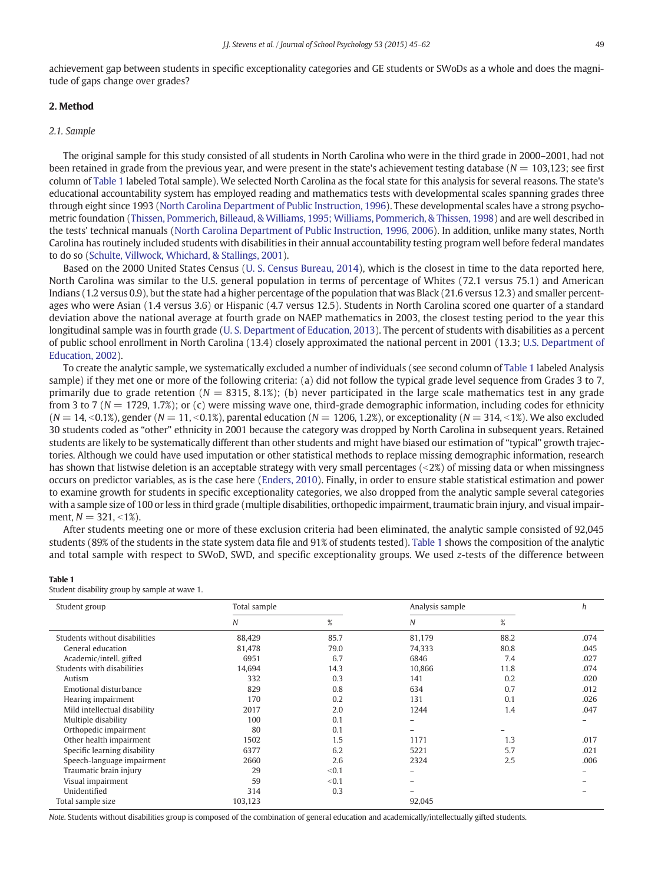achievement gap between students in specific exceptionality categories and GE students or SWoDs as a whole and does the magnitude of gaps change over grades?

## 2. Method

### 2.1. Sample

The original sample for this study consisted of all students in North Carolina who were in the third grade in 2000–2001, had not been retained in grade from the previous year, and were present in the state's achievement testing database ($N = 103{,}123$; see first column of Table 1 labeled Total sample). We selected North Carolina as the focal state for this analysis for several reasons. The state's educational accountability system has employed reading and mathematics tests with developmental scales spanning grades three through eight since 1993 (North Carolina Department of Public Instruction, 1996). These developmental scales have a strong psychometric foundation (Thissen, Pommerich, Billeaud, & Williams, 1995; Williams, Pommerich, & Thissen, 1998) and are well described in the tests' technical manuals (North Carolina Department of Public Instruction, 1996, 2006). In addition, unlike many states, North Carolina has routinely included students with disabilities in their annual accountability testing program well before federal mandates to do so (Schulte, Villwock, Whichard, & Stallings, 2001).

Based on the 2000 United States Census (U. S. Census Bureau, 2014), which is the closest in time to the data reported here, North Carolina was similar to the U.S. general population in terms of percentage of Whites (72.1 versus 75.1) and American Indians (1.2 versus 0.9), but the state had a higher percentage of the population that was Black (21.6 versus 12.3) and smaller percentages who were Asian (1.4 versus 3.6) or Hispanic (4.7 versus 12.5). Students in North Carolina scored one quarter of a standard deviation above the national average at fourth grade on NAEP mathematics in 2003, the closest testing period to the year this longitudinal sample was in fourth grade (U. S. Department of Education, 2013). The percent of students with disabilities as a percent of public school enrollment in North Carolina (13.4) closely approximated the national percent in 2001 (13.3; U.S. Department of Education, 2002).

To create the analytic sample, we systematically excluded a number of individuals (see second column of Table 1 labeled Analysis sample) if they met one or more of the following criteria: (a) did not follow the typical grade level sequence from Grades 3 to 7, primarily due to grade retention ($N = 8315$, 8.1%); (b) never participated in the large scale mathematics test in any grade from 3 to 7 ($N = 1729$, 1.7%); or (c) were missing wave one, third-grade demographic information, including codes for ethnicity ($N = 14$, <0.1%), gender ($N = 11$, <0.1%), parental education ($N = 1206$, 1.2%), or exceptionality ($N = 314$, <1%). We also excluded 30 students coded as "other" ethnicity in 2001 because the category was dropped by North Carolina in subsequent years. Retained students are likely to be systematically different than other students and might have biased our estimation of "typical" growth trajectories. Although we could have used imputation or other statistical methods to replace missing demographic information, research has shown that listwise deletion is an acceptable strategy with very small percentages (<2%) of missing data or when missingness occurs on predictor variables, as is the case here (Enders, 2010). Finally, in order to ensure stable statistical estimation and power to examine growth for students in specific exceptionality categories, we also dropped from the analytic sample several categories with a sample size of 100 or less in third grade (multiple disabilities, orthopedic impairment, traumatic brain injury, and visual impairment, $N = 321$, <1%).

After students meeting one or more of these exclusion criteria had been eliminated, the analytic sample consisted of 92,045 students (89% of the students in the state system data file and 91% of students tested). Table 1 shows the composition of the analytic and total sample with respect to SWoD, SWD, and specific exceptionality groups. We used $z$-tests of the difference between

**Table 1**
Student disability group by sample at wave 1.

| Student group | Total sample | | Analysis sample | | $h$ |
|---|---|---|---|---|---|
| | $N$ | % | $N$ | % | |
| Students without disabilities | 88,429 | 85.7 | 81,179 | 88.2 | .074 |
| General education | 81,478 | 79.0 | 74,333 | 80.8 | .045 |
| Academic/intell. gifted | 6951 | 6.7 | 6846 | 7.4 | .027 |
| Students with disabilities | 14,694 | 14.3 | 10,866 | 11.8 | .074 |
| Autism | 332 | 0.3 | 141 | 0.2 | .020 |
| Emotional disturbance | 829 | 0.8 | 634 | 0.7 | .012 |
| Hearing impairment | 170 | 0.2 | 131 | 0.1 | .026 |
| Mild intellectual disability | 2017 | 2.0 | 1244 | 1.4 | .047 |
| Multiple disability | 100 | 0.1 | – | | – |
| Orthopedic impairment | 80 | 0.1 | – | – | |
| Other health impairment | 1502 | 1.5 | 1171 | 1.3 | .017 |
| Specific learning disability | 6377 | 6.2 | 5221 | 5.7 | .021 |
| Speech-language impairment | 2660 | 2.6 | 2324 | 2.5 | .006 |
| Traumatic brain injury | 29 | <0.1 | – | | – |
| Visual impairment | 59 | <0.1 | – | | – |
| Unidentified | 314 | 0.3 | – | | – |
| Total sample size | 103,123 | | 92,045 | | |

*Note.* Students without disabilities group is composed of the combination of general education and academically/intellectually gifted students.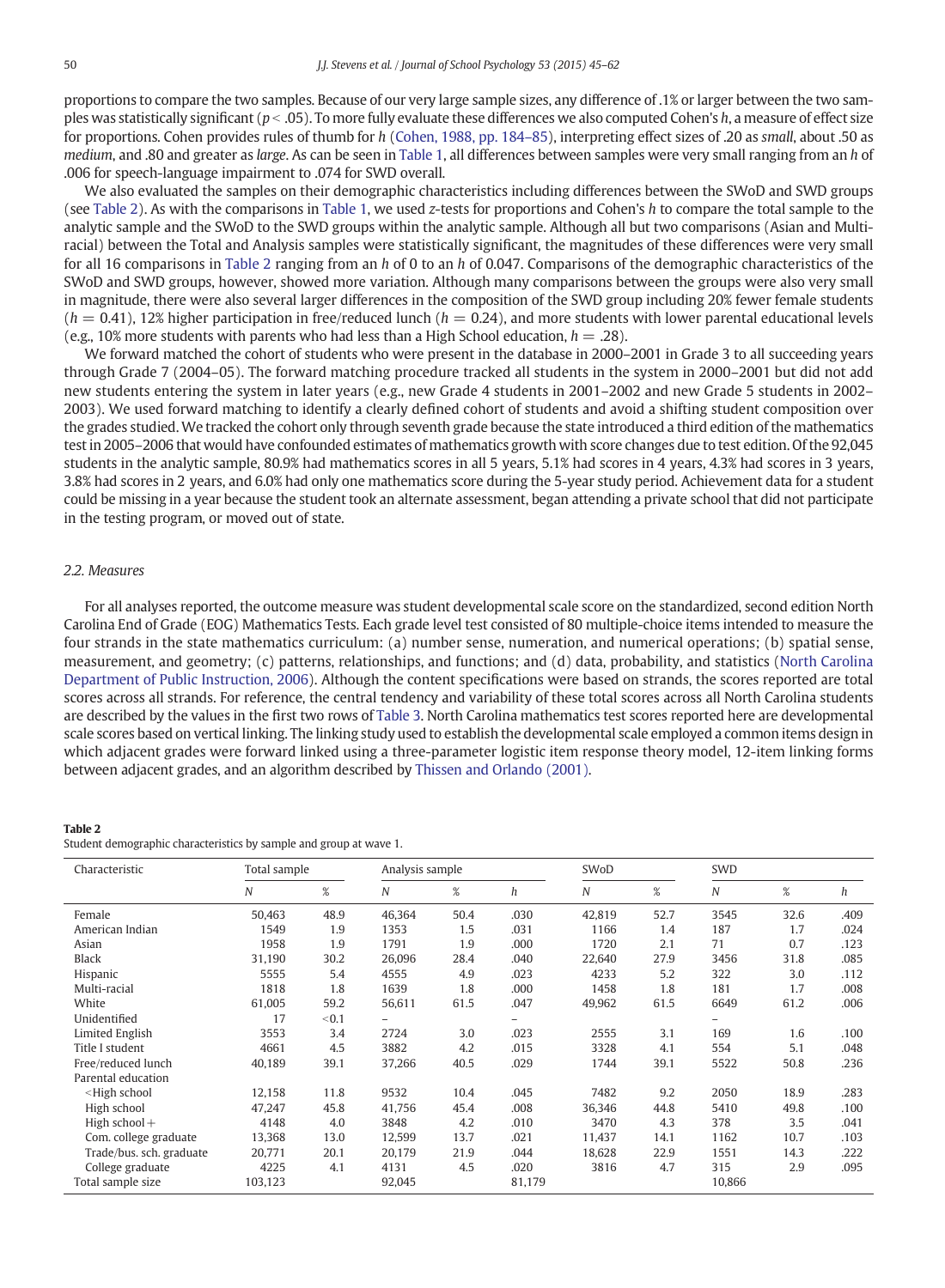proportions to compare the two samples. Because of our very large sample sizes, any difference of .1% or larger between the two samples was statistically significant ($p < .05$). To more fully evaluate these differences we also computed Cohen's *h*, a measure of effect size for proportions. Cohen provides rules of thumb for *h* (Cohen, 1988, pp. 184–85), interpreting effect sizes of .20 as *small*, about .50 as *medium*, and .80 and greater as *large*. As can be seen in Table 1, all differences between samples were very small ranging from an *h* of .006 for speech-language impairment to .074 for SWD overall.

We also evaluated the samples on their demographic characteristics including differences between the SWoD and SWD groups (see Table 2). As with the comparisons in Table 1, we used *z*-tests for proportions and Cohen's *h* to compare the total sample to the analytic sample and the SWoD to the SWD groups within the analytic sample. Although all but two comparisons (Asian and Multi-racial) between the Total and Analysis samples were statistically significant, the magnitudes of these differences were very small for all 16 comparisons in Table 2 ranging from an *h* of 0 to an *h* of 0.047. Comparisons of the demographic characteristics of the SWoD and SWD groups, however, showed more variation. Although many comparisons between the groups were also very small in magnitude, there were also several larger differences in the composition of the SWD group including 20% fewer female students ($h = 0.41$), 12% higher participation in free/reduced lunch ($h = 0.24$), and more students with lower parental educational levels (e.g., 10% more students with parents who had less than a High School education, $h = .28$).

We forward matched the cohort of students who were present in the database in 2000–2001 in Grade 3 to all succeeding years through Grade 7 (2004–05). The forward matching procedure tracked all students in the system in 2000–2001 but did not add new students entering the system in later years (e.g., new Grade 4 students in 2001–2002 and new Grade 5 students in 2002–2003). We used forward matching to identify a clearly defined cohort of students and avoid a shifting student composition over the grades studied. We tracked the cohort only through seventh grade because the state introduced a third edition of the mathematics test in 2005–2006 that would have confounded estimates of mathematics growth with score changes due to test edition. Of the 92,045 students in the analytic sample, 80.9% had mathematics scores in all 5 years, 5.1% had scores in 4 years, 4.3% had scores in 3 years, 3.8% had scores in 2 years, and 6.0% had only one mathematics score during the 5-year study period. Achievement data for a student could be missing in a year because the student took an alternate assessment, began attending a private school that did not participate in the testing program, or moved out of state.

### 2.2. Measures

For all analyses reported, the outcome measure was student developmental scale score on the standardized, second edition North Carolina End of Grade (EOG) Mathematics Tests. Each grade level test consisted of 80 multiple-choice items intended to measure the four strands in the state mathematics curriculum: (a) number sense, numeration, and numerical operations; (b) spatial sense, measurement, and geometry; (c) patterns, relationships, and functions; and (d) data, probability, and statistics (North Carolina Department of Public Instruction, 2006). Although the content specifications were based on strands, the scores reported are total scores across all strands. For reference, the central tendency and variability of these total scores across all North Carolina students are described by the values in the first two rows of Table 3. North Carolina mathematics test scores reported here are developmental scale scores based on vertical linking. The linking study used to establish the developmental scale employed a common items design in which adjacent grades were forward linked using a three-parameter logistic item response theory model, 12-item linking forms between adjacent grades, and an algorithm described by Thissen and Orlando (2001).

**Table 2**
Student demographic characteristics by sample and group at wave 1.

| Characteristic | Total sample | | Analysis sample | | | SWoD | | SWD | | |
|---|---|---|---|---|---|---|---|---|---|---|
| | *N* | % | *N* | % | *h* | *N* | % | *N* | % | *h* |
| Female | 50,463 | 48.9 | 46,364 | 50.4 | .030 | 42,819 | 52.7 | 3545 | 32.6 | .409 |
| American Indian | 1549 | 1.9 | 1353 | 1.5 | .031 | 1166 | 1.4 | 187 | 1.7 | .024 |
| Asian | 1958 | 1.9 | 1791 | 1.9 | .000 | 1720 | 2.1 | 71 | 0.7 | .123 |
| Black | 31,190 | 30.2 | 26,096 | 28.4 | .040 | 22,640 | 27.9 | 3456 | 31.8 | .085 |
| Hispanic | 5555 | 5.4 | 4555 | 4.9 | .023 | 4233 | 5.2 | 322 | 3.0 | .112 |
| Multi-racial | 1818 | 1.8 | 1639 | 1.8 | .000 | 1458 | 1.8 | 181 | 1.7 | .008 |
| White | 61,005 | 59.2 | 56,611 | 61.5 | .047 | 49,962 | 61.5 | 6649 | 61.2 | .006 |
| Unidentified | 17 | <0.1 | – | | – | | | – | | |
| Limited English | 3553 | 3.4 | 2724 | 3.0 | .023 | 2555 | 3.1 | 169 | 1.6 | .100 |
| Title I student | 4661 | 4.5 | 3882 | 4.2 | .015 | 3328 | 4.1 | 554 | 5.1 | .048 |
| Free/reduced lunch | 40,189 | 39.1 | 37,266 | 40.5 | .029 | 1744 | 39.1 | 5522 | 50.8 | .236 |
| Parental education | | | | | | | | | | |
| <High school | 12,158 | 11.8 | 9532 | 10.4 | .045 | 7482 | 9.2 | 2050 | 18.9 | .283 |
| High school | 47,247 | 45.8 | 41,756 | 45.4 | .008 | 36,346 | 44.8 | 5410 | 49.8 | .100 |
| High school+ | 4148 | 4.0 | 3848 | 4.2 | .010 | 3470 | 4.3 | 378 | 3.5 | .041 |
| Com. college graduate | 13,368 | 13.0 | 12,599 | 13.7 | .021 | 11,437 | 14.1 | 1162 | 10.7 | .103 |
| Trade/bus. sch. graduate | 20,771 | 20.1 | 20,179 | 21.9 | .044 | 18,628 | 22.9 | 1551 | 14.3 | .222 |
| College graduate | 4225 | 4.1 | 4131 | 4.5 | .020 | 3816 | 4.7 | 315 | 2.9 | .095 |
| Total sample size | 103,123 | | 92,045 | | | 81,179 | | 10,866 | | |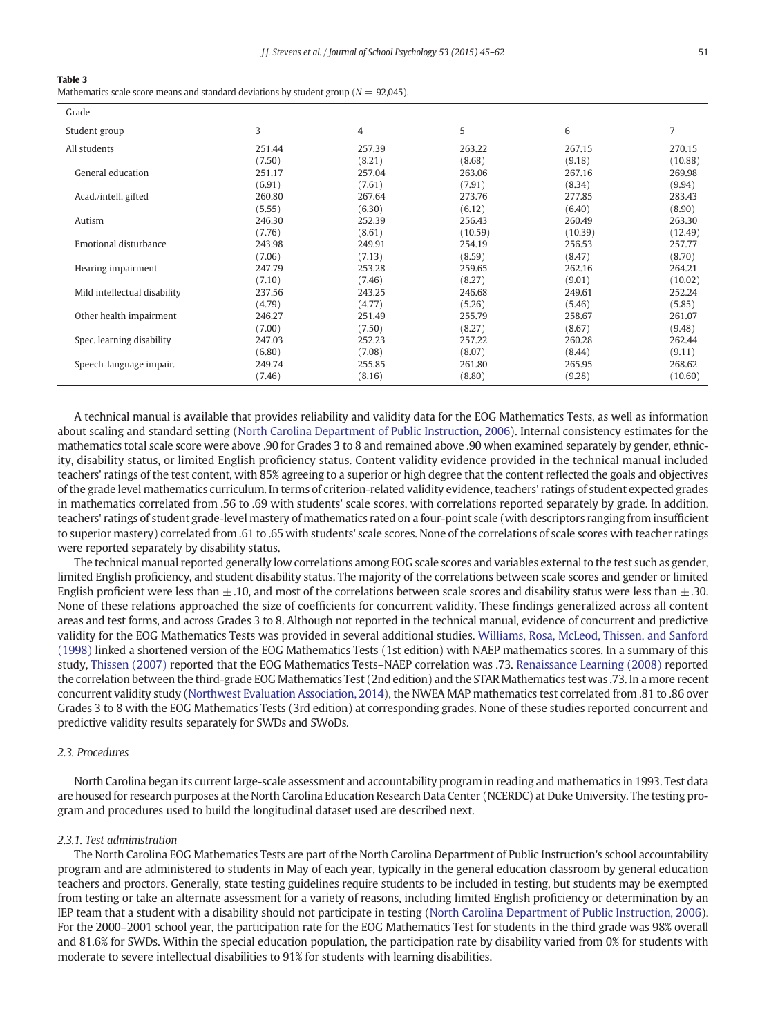**Table 3**
Mathematics scale score means and standard deviations by student group ($N = 92{,}045$).

| Grade | | | | | |
|---|---|---|---|---|---|
| Student group | 3 | 4 | 5 | 6 | 7 |
| All students | 251.44 | 257.39 | 263.22 | 267.15 | 270.15 |
| | (7.50) | (8.21) | (8.68) | (9.18) | (10.88) |
| General education | 251.17 | 257.04 | 263.06 | 267.16 | 269.98 |
| | (6.91) | (7.61) | (7.91) | (8.34) | (9.94) |
| Acad./intell. gifted | 260.80 | 267.64 | 273.76 | 277.85 | 283.43 |
| | (5.55) | (6.30) | (6.12) | (6.40) | (8.90) |
| Autism | 246.30 | 252.39 | 256.43 | 260.49 | 263.30 |
| | (7.76) | (8.61) | (10.59) | (10.39) | (12.49) |
| Emotional disturbance | 243.98 | 249.91 | 254.19 | 256.53 | 257.77 |
| | (7.06) | (7.13) | (8.59) | (8.47) | (8.70) |
| Hearing impairment | 247.79 | 253.28 | 259.65 | 262.16 | 264.21 |
| | (7.10) | (7.46) | (8.27) | (9.01) | (10.02) |
| Mild intellectual disability | 237.56 | 243.25 | 246.68 | 249.61 | 252.24 |
| | (4.79) | (4.77) | (5.26) | (5.46) | (5.85) |
| Other health impairment | 246.27 | 251.49 | 255.79 | 258.67 | 261.07 |
| | (7.00) | (7.50) | (8.27) | (8.67) | (9.48) |
| Spec. learning disability | 247.03 | 252.23 | 257.22 | 260.28 | 262.44 |
| | (6.80) | (7.08) | (8.07) | (8.44) | (9.11) |
| Speech-language impair. | 249.74 | 255.85 | 261.80 | 265.95 | 268.62 |
| | (7.46) | (8.16) | (8.80) | (9.28) | (10.60) |

A technical manual is available that provides reliability and validity data for the EOG Mathematics Tests, as well as information about scaling and standard setting (North Carolina Department of Public Instruction, 2006). Internal consistency estimates for the mathematics total scale score were above .90 for Grades 3 to 8 and remained above .90 when examined separately by gender, ethnicity, disability status, or limited English proficiency status. Content validity evidence provided in the technical manual included teachers' ratings of the test content, with 85% agreeing to a superior or high degree that the content reflected the goals and objectives of the grade level mathematics curriculum. In terms of criterion-related validity evidence, teachers' ratings of student expected grades in mathematics correlated from .56 to .69 with students' scale scores, with correlations reported separately by grade. In addition, teachers' ratings of student grade-level mastery of mathematics rated on a four-point scale (with descriptors ranging from insufficient to superior mastery) correlated from .61 to .65 with students' scale scores. None of the correlations of scale scores with teacher ratings were reported separately by disability status.

The technical manual reported generally low correlations among EOG scale scores and variables external to the test such as gender, limited English proficiency, and student disability status. The majority of the correlations between scale scores and gender or limited English proficient were less than $\pm.10$, and most of the correlations between scale scores and disability status were less than $\pm.30$. None of these relations approached the size of coefficients for concurrent validity. These findings generalized across all content areas and test forms, and across Grades 3 to 8. Although not reported in the technical manual, evidence of concurrent and predictive validity for the EOG Mathematics Tests was provided in several additional studies. Williams, Rosa, McLeod, Thissen, and Sanford (1998) linked a shortened version of the EOG Mathematics Tests (1st edition) with NAEP mathematics scores. In a summary of this study, Thissen (2007) reported that the EOG Mathematics Tests–NAEP correlation was .73. Renaissance Learning (2008) reported the correlation between the third-grade EOG Mathematics Test (2nd edition) and the STAR Mathematics test was .73. In a more recent concurrent validity study (Northwest Evaluation Association, 2014), the NWEA MAP mathematics test correlated from .81 to .86 over Grades 3 to 8 with the EOG Mathematics Tests (3rd edition) at corresponding grades. None of these studies reported concurrent and predictive validity results separately for SWDs and SWoDs.

### 2.3. Procedures

North Carolina began its current large-scale assessment and accountability program in reading and mathematics in 1993. Test data are housed for research purposes at the North Carolina Education Research Data Center (NCERDC) at Duke University. The testing program and procedures used to build the longitudinal dataset used are described next.

#### 2.3.1. Test administration

The North Carolina EOG Mathematics Tests are part of the North Carolina Department of Public Instruction's school accountability program and are administered to students in May of each year, typically in the general education classroom by general education teachers and proctors. Generally, state testing guidelines require students to be included in testing, but students may be exempted from testing or take an alternate assessment for a variety of reasons, including limited English proficiency or determination by an IEP team that a student with a disability should not participate in testing (North Carolina Department of Public Instruction, 2006). For the 2000–2001 school year, the participation rate for the EOG Mathematics Test for students in the third grade was 98% overall and 81.6% for SWDs. Within the special education population, the participation rate by disability varied from 0% for students with moderate to severe intellectual disabilities to 91% for students with learning disabilities.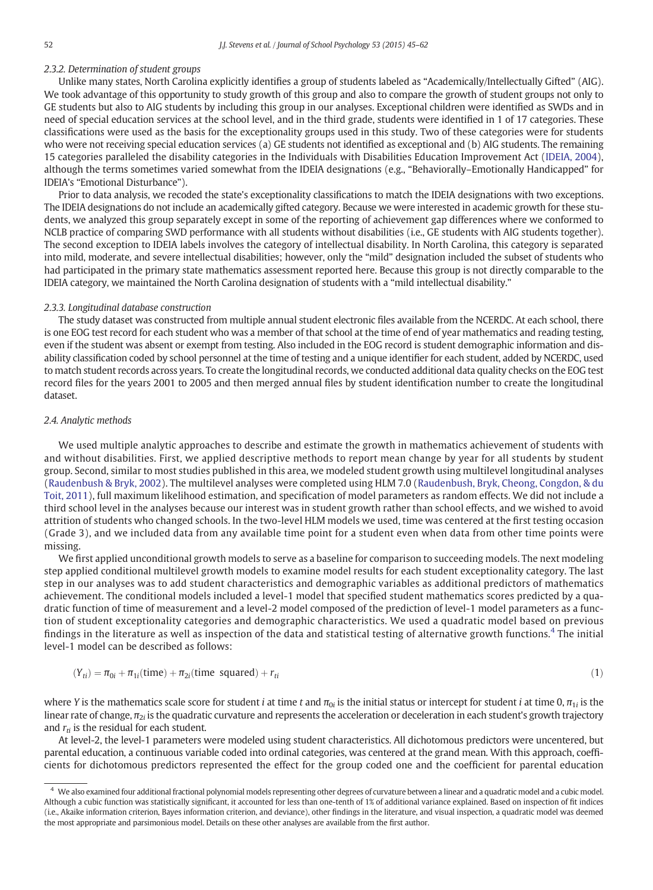### 2.3.2. Determination of student groups

Unlike many states, North Carolina explicitly identifies a group of students labeled as "Academically/Intellectually Gifted" (AIG). We took advantage of this opportunity to study growth of this group and also to compare the growth of student groups not only to GE students but also to AIG students by including this group in our analyses. Exceptional children were identified as SWDs and in need of special education services at the school level, and in the third grade, students were identified in 1 of 17 categories. These classifications were used as the basis for the exceptionality groups used in this study. Two of these categories were for students who were not receiving special education services (a) GE students not identified as exceptional and (b) AIG students. The remaining 15 categories paralleled the disability categories in the Individuals with Disabilities Education Improvement Act (IDEIA, 2004), although the terms sometimes varied somewhat from the IDEIA designations (e.g., "Behaviorally–Emotionally Handicapped" for IDEIA's "Emotional Disturbance").

Prior to data analysis, we recoded the state's exceptionality classifications to match the IDEIA designations with two exceptions. The IDEIA designations do not include an academically gifted category. Because we were interested in academic growth for these students, we analyzed this group separately except in some of the reporting of achievement gap differences where we conformed to NCLB practice of comparing SWD performance with all students without disabilities (i.e., GE students with AIG students together). The second exception to IDEIA labels involves the category of intellectual disability. In North Carolina, this category is separated into mild, moderate, and severe intellectual disabilities; however, only the "mild" designation included the subset of students who had participated in the primary state mathematics assessment reported here. Because this group is not directly comparable to the IDEIA category, we maintained the North Carolina designation of students with a "mild intellectual disability."

### 2.3.3. Longitudinal database construction

The study dataset was constructed from multiple annual student electronic files available from the NCERDC. At each school, there is one EOG test record for each student who was a member of that school at the time of end of year mathematics and reading testing, even if the student was absent or exempt from testing. Also included in the EOG record is student demographic information and disability classification coded by school personnel at the time of testing and a unique identifier for each student, added by NCERDC, used to match student records across years. To create the longitudinal records, we conducted additional data quality checks on the EOG test record files for the years 2001 to 2005 and then merged annual files by student identification number to create the longitudinal dataset.

## 2.4. Analytic methods

We used multiple analytic approaches to describe and estimate the growth in mathematics achievement of students with and without disabilities. First, we applied descriptive methods to report mean change by year for all students by student group. Second, similar to most studies published in this area, we modeled student growth using multilevel longitudinal analyses (Raudenbush & Bryk, 2002). The multilevel analyses were completed using HLM 7.0 (Raudenbush, Bryk, Cheong, Congdon, & du Toit, 2011), full maximum likelihood estimation, and specification of model parameters as random effects. We did not include a third school level in the analyses because our interest was in student growth rather than school effects, and we wished to avoid attrition of students who changed schools. In the two-level HLM models we used, time was centered at the first testing occasion (Grade 3), and we included data from any available time point for a student even when data from other time points were missing.

We first applied unconditional growth models to serve as a baseline for comparison to succeeding models. The next modeling step applied conditional multilevel growth models to examine model results for each student exceptionality category. The last step in our analyses was to add student characteristics and demographic variables as additional predictors of mathematics achievement. The conditional models included a level-1 model that specified student mathematics scores predicted by a quadratic function of time of measurement and a level-2 model composed of the prediction of level-1 model parameters as a function of student exceptionality categories and demographic characteristics. We used a quadratic model based on previous findings in the literature as well as inspection of the data and statistical testing of alternative growth functions.[4] The initial level-1 model can be described as follows:

$$(Y_{ti}) = \pi_{0i} + \pi_{1i}(\text{time}) + \pi_{2i}(\text{time squared}) + r_{ti} \tag{1}$$

where $Y$ is the mathematics scale score for student $i$ at time $t$ and $\pi_{0i}$ is the initial status or intercept for student $i$ at time 0, $\pi_{1i}$ is the linear rate of change, $\pi_{2i}$ is the quadratic curvature and represents the acceleration or deceleration in each student's growth trajectory and $r_{ti}$ is the residual for each student.

At level-2, the level-1 parameters were modeled using student characteristics. All dichotomous predictors were uncentered, but parental education, a continuous variable coded into ordinal categories, was centered at the grand mean. With this approach, coefficients for dichotomous predictors represented the effect for the group coded one and the coefficient for parental education

[4] We also examined four additional fractional polynomial models representing other degrees of curvature between a linear and a quadratic model and a cubic model. Although a cubic function was statistically significant, it accounted for less than one-tenth of 1% of additional variance explained. Based on inspection of fit indices (i.e., Akaike information criterion, Bayes information criterion, and deviance), other findings in the literature, and visual inspection, a quadratic model was deemed the most appropriate and parsimonious model. Details on these other analyses are available from the first author.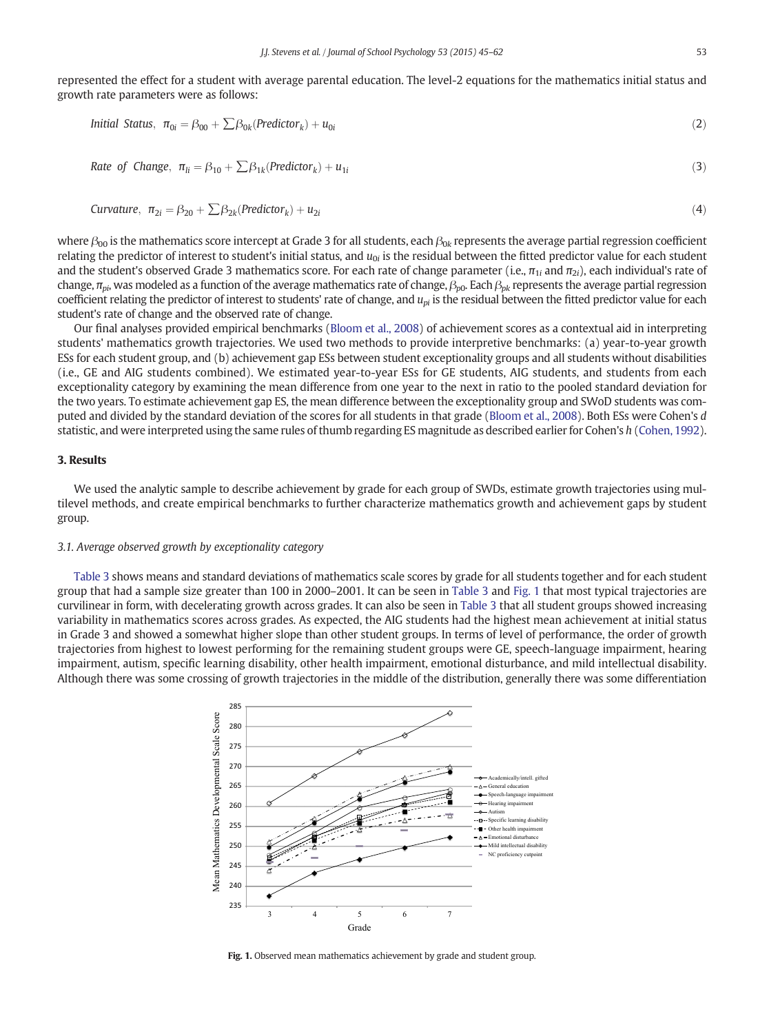represented the effect for a student with average parental education. The level-2 equations for the mathematics initial status and growth rate parameters were as follows:

$$\text{Initial Status}, \ \pi_{0i} = \beta_{00} + \sum \beta_{0k}(\text{Predictor}_k) + u_{0i} \tag{2}$$

$$\text{Rate of Change}, \ \pi_{1i} = \beta_{10} + \sum \beta_{1k}(\text{Predictor}_k) + u_{1i} \tag{3}$$

$$\text{Curvature}, \ \pi_{2i} = \beta_{20} + \sum \beta_{2k}(\text{Predictor}_k) + u_{2i} \tag{4}$$

where $\beta_{00}$ is the mathematics score intercept at Grade 3 for all students, each $\beta_{0k}$ represents the average partial regression coefficient relating the predictor of interest to student's initial status, and $u_{0i}$ is the residual between the fitted predictor value for each student and the student's observed Grade 3 mathematics score. For each rate of change parameter (i.e., $\pi_{1i}$ and $\pi_{2i}$), each individual's rate of change, $\pi_{pi}$, was modeled as a function of the average mathematics rate of change, $\beta_{p0}$. Each $\beta_{pk}$ represents the average partial regression coefficient relating the predictor of interest to students' rate of change, and $u_{pi}$ is the residual between the fitted predictor value for each student's rate of change and the observed rate of change.

Our final analyses provided empirical benchmarks (Bloom et al., 2008) of achievement scores as a contextual aid in interpreting students' mathematics growth trajectories. We used two methods to provide interpretive benchmarks: (a) year-to-year growth ESs for each student group, and (b) achievement gap ESs between student exceptionality groups and all students without disabilities (i.e., GE and AIG students combined). We estimated year-to-year ESs for GE students, AIG students, and students from each exceptionality category by examining the mean difference from one year to the next in ratio to the pooled standard deviation for the two years. To estimate achievement gap ES, the mean difference between the exceptionality group and SWoD students was computed and divided by the standard deviation of the scores for all students in that grade (Bloom et al., 2008). Both ESs were Cohen's *d* statistic, and were interpreted using the same rules of thumb regarding ES magnitude as described earlier for Cohen's *h* (Cohen, 1992).

## 3. Results

We used the analytic sample to describe achievement by grade for each group of SWDs, estimate growth trajectories using multilevel methods, and create empirical benchmarks to further characterize mathematics growth and achievement gaps by student group.

### 3.1. Average observed growth by exceptionality category

Table 3 shows means and standard deviations of mathematics scale scores by grade for all students together and for each student group that had a sample size greater than 100 in 2000–2001. It can be seen in Table 3 and Fig. 1 that most typical trajectories are curvilinear in form, with decelerating growth across grades. It can also be seen in Table 3 that all student groups showed increasing variability in mathematics scores across grades. As expected, the AIG students had the highest mean achievement at initial status in Grade 3 and showed a somewhat higher slope than other student groups. In terms of level of performance, the order of growth trajectories from highest to lowest performing for the remaining student groups were GE, speech-language impairment, hearing impairment, autism, specific learning disability, other health impairment, emotional disturbance, and mild intellectual disability. Although there was some crossing of growth trajectories in the middle of the distribution, generally there was some differentiation

**Fig. 1.** Observed mean mathematics achievement by grade and student group.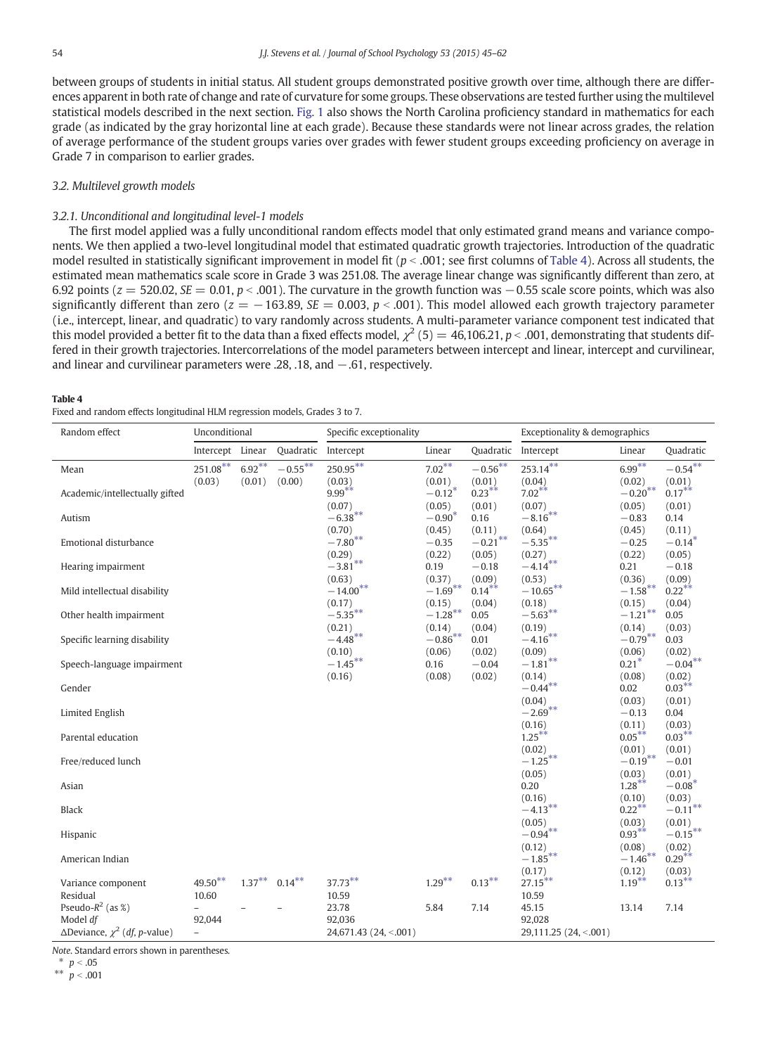between groups of students in initial status. All student groups demonstrated positive growth over time, although there are differences apparent in both rate of change and rate of curvature for some groups. These observations are tested further using the multilevel statistical models described in the next section. Fig. 1 also shows the North Carolina proficiency standard in mathematics for each grade (as indicated by the gray horizontal line at each grade). Because these standards were not linear across grades, the relation of average performance of the student groups varies over grades with fewer student groups exceeding proficiency on average in Grade 7 in comparison to earlier grades.

### 3.2. Multilevel growth models

#### 3.2.1. Unconditional and longitudinal level-1 models

The first model applied was a fully unconditional random effects model that only estimated grand means and variance components. We then applied a two-level longitudinal model that estimated quadratic growth trajectories. Introduction of the quadratic model resulted in statistically significant improvement in model fit ($p < .001$; see first columns of Table 4). Across all students, the estimated mean mathematics scale score in Grade 3 was 251.08. The average linear change was significantly different than zero, at 6.92 points ($z = 520.02$, $SE = 0.01$, $p < .001$). The curvature in the growth function was −0.55 scale score points, which was also significantly different than zero ($z = -163.89$, $SE = 0.003$, $p < .001$). This model allowed each growth trajectory parameter (i.e., intercept, linear, and quadratic) to vary randomly across students. A multi-parameter variance component test indicated that this model provided a better fit to the data than a fixed effects model, $\chi^2\,(5) = 46{,}106.21$, $p < .001$, demonstrating that students differed in their growth trajectories. Intercorrelations of the model parameters between intercept and linear, intercept and curvilinear, and linear and curvilinear parameters were .28, .18, and −.61, respectively.

**Table 4**
Fixed and random effects longitudinal HLM regression models, Grades 3 to 7.

| Random effect | Unconditional | | | Specific exceptionality | | | Exceptionality & demographics | | |
|---|---|---|---|---|---|---|---|---|---|
| | Intercept | Linear | Quadratic | Intercept | Linear | Quadratic | Intercept | Linear | Quadratic |
| Mean | 251.08** (0.03) | 6.92** (0.01) | −0.55** (0.00) | 250.95** (0.03) | 7.02** (0.01) | −0.56** (0.01) | 253.14** (0.04) | 6.99** (0.02) | −0.54** (0.01) |
| Academic/intellectually gifted | | | | 9.99** (0.07) | −0.12* (0.05) | 0.23** (0.01) | 7.02** (0.07) | −0.20** (0.05) | 0.17** (0.01) |
| Autism | | | | −6.38** (0.70) | −0.90* (0.45) | 0.16 (0.11) | −8.16** (0.64) | −0.83 (0.45) | 0.14 (0.11) |
| Emotional disturbance | | | | −7.80** (0.29) | −0.35 (0.22) | −0.21** (0.05) | −5.35** (0.27) | −0.25 (0.22) | −0.14* (0.05) |
| Hearing impairment | | | | −3.81** (0.63) | 0.19 (0.37) | −0.18 (0.09) | −4.14** (0.53) | 0.21 (0.36) | −0.18 (0.09) |
| Mild intellectual disability | | | | −14.00** (0.17) | −1.69** (0.15) | 0.14** (0.04) | −10.65** (0.18) | −1.58** (0.15) | 0.22** (0.04) |
| Other health impairment | | | | −5.35** (0.21) | −1.28** (0.14) | 0.05 (0.04) | −5.63** (0.19) | −1.21** (0.14) | 0.05 (0.03) |
| Specific learning disability | | | | −4.48** (0.10) | −0.86** (0.06) | 0.01 (0.02) | −4.16** (0.09) | −0.79** (0.06) | 0.03 (0.02) |
| Speech-language impairment | | | | −1.45** (0.16) | 0.16 (0.08) | −0.04 (0.02) | −1.81** (0.14) | 0.21* (0.08) | −0.04** (0.02) |
| Gender | | | | | | | −0.44** (0.04) | 0.02 (0.03) | 0.03** (0.01) |
| Limited English | | | | | | | −2.69** (0.16) | −0.13 (0.11) | 0.04 (0.03) |
| Parental education | | | | | | | 1.25** (0.02) | 0.05** (0.01) | 0.03** (0.01) |
| Free/reduced lunch | | | | | | | −1.25** (0.05) | −0.19** (0.03) | −0.01 (0.01) |
| Asian | | | | | | | 0.20 (0.16) | 1.28** (0.10) | −0.08* (0.03) |
| Black | | | | | | | −4.13** (0.05) | 0.22** (0.03) | −0.11** (0.01) |
| Hispanic | | | | | | | −0.94** (0.12) | 0.93** (0.08) | −0.15** (0.02) |
| American Indian | | | | | | | −1.85** (0.17) | −1.46** (0.12) | 0.29** (0.03) |
| Variance component | 49.50** | 1.37** | 0.14** | 37.73** | 1.29** | 0.13** | 27.15** | 1.19** | 0.13** |
| Residual | 10.60 | | | 10.59 | | | 10.59 | | |
| Pseudo-$R^2$ (as %) | – | – | – | 23.78 | 5.84 | 7.14 | 45.15 | 13.14 | 7.14 |
| Model *df* | 92,044 | | | 92,036 | | | 92,028 | | |
| ΔDeviance, $\chi^2$ (*df*, *p*-value) | – | | | 24,671.43 (24, <.001) | | | 29,111.25 (24, <.001) | | |

*Note*. Standard errors shown in parentheses.
\* $p < .05$
\*\* $p < .001$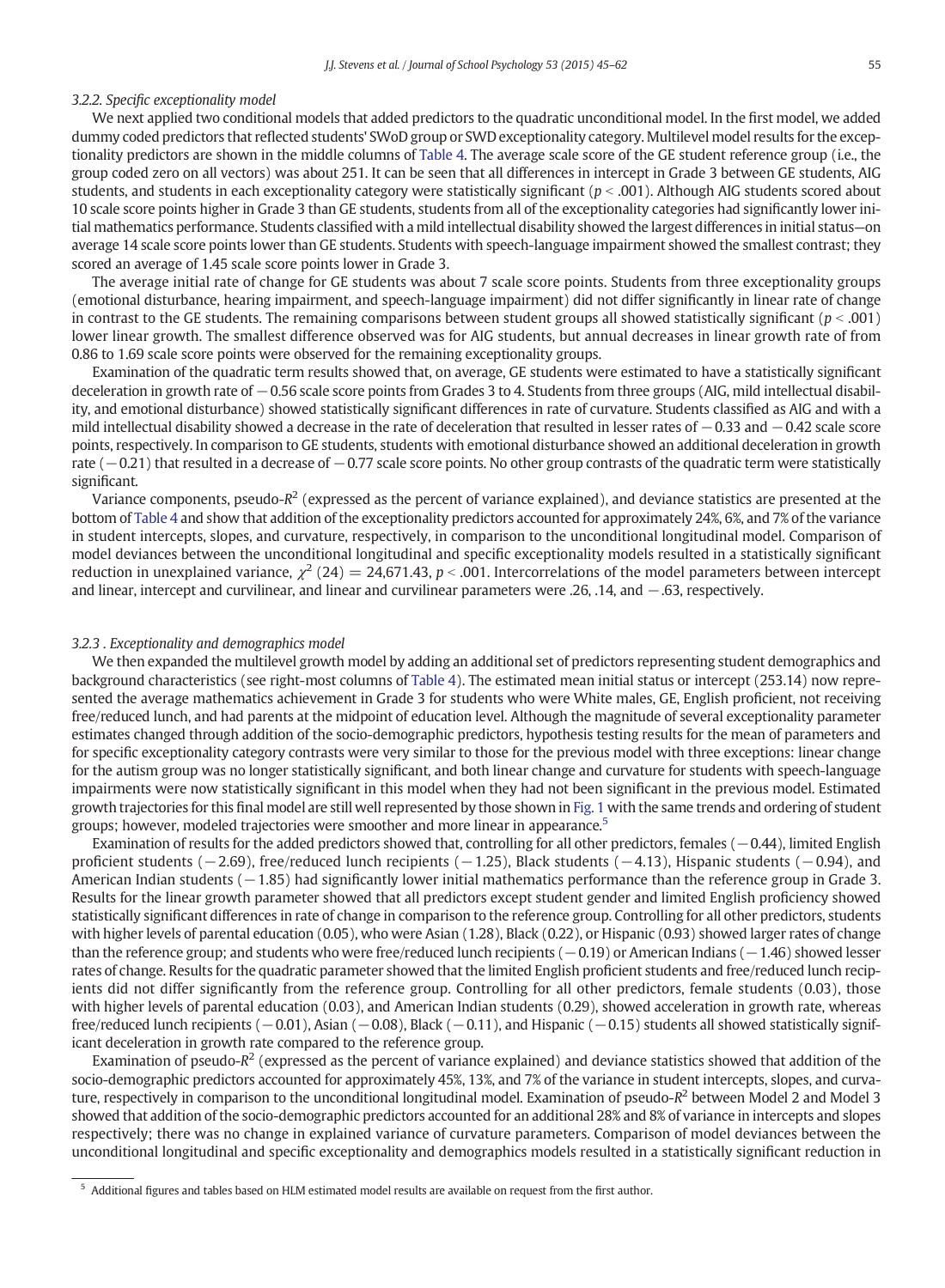### 3.2.2. Specific exceptionality model

We next applied two conditional models that added predictors to the quadratic unconditional model. In the first model, we added dummy coded predictors that reflected students' SWoD group or SWD exceptionality category. Multilevel model results for the exceptionality predictors are shown in the middle columns of Table 4. The average scale score of the GE student reference group (i.e., the group coded zero on all vectors) was about 251. It can be seen that all differences in intercept in Grade 3 between GE students, AIG students, and students in each exceptionality category were statistically significant ($p < .001$). Although AIG students scored about 10 scale score points higher in Grade 3 than GE students, students from all of the exceptionality categories had significantly lower initial mathematics performance. Students classified with a mild intellectual disability showed the largest differences in initial status—on average 14 scale score points lower than GE students. Students with speech-language impairment showed the smallest contrast; they scored an average of 1.45 scale score points lower in Grade 3.

The average initial rate of change for GE students was about 7 scale score points. Students from three exceptionality groups (emotional disturbance, hearing impairment, and speech-language impairment) did not differ significantly in linear rate of change in contrast to the GE students. The remaining comparisons between student groups all showed statistically significant ($p < .001$) lower linear growth. The smallest difference observed was for AIG students, but annual decreases in linear growth rate of from 0.86 to 1.69 scale score points were observed for the remaining exceptionality groups.

Examination of the quadratic term results showed that, on average, GE students were estimated to have a statistically significant deceleration in growth rate of −0.56 scale score points from Grades 3 to 4. Students from three groups (AIG, mild intellectual disability, and emotional disturbance) showed statistically significant differences in rate of curvature. Students classified as AIG and with a mild intellectual disability showed a decrease in the rate of deceleration that resulted in lesser rates of −0.33 and −0.42 scale score points, respectively. In comparison to GE students, students with emotional disturbance showed an additional deceleration in growth rate (−0.21) that resulted in a decrease of −0.77 scale score points. No other group contrasts of the quadratic term were statistically significant.

Variance components, pseudo-$R^2$ (expressed as the percent of variance explained), and deviance statistics are presented at the bottom of Table 4 and show that addition of the exceptionality predictors accounted for approximately 24%, 6%, and 7% of the variance in student intercepts, slopes, and curvature, respectively, in comparison to the unconditional longitudinal model. Comparison of model deviances between the unconditional longitudinal and specific exceptionality models resulted in a statistically significant reduction in unexplained variance, $\chi^2\,(24) = 24{,}671.43$, $p < .001$. Intercorrelations of the model parameters between intercept and linear, intercept and curvilinear, and linear and curvilinear parameters were .26, .14, and −.63, respectively.

### 3.2.3 . Exceptionality and demographics model

We then expanded the multilevel growth model by adding an additional set of predictors representing student demographics and background characteristics (see right-most columns of Table 4). The estimated mean initial status or intercept (253.14) now represented the average mathematics achievement in Grade 3 for students who were White males, GE, English proficient, not receiving free/reduced lunch, and had parents at the midpoint of education level. Although the magnitude of several exceptionality parameter estimates changed through addition of the socio-demographic predictors, hypothesis testing results for the mean of parameters and for specific exceptionality category contrasts were very similar to those for the previous model with three exceptions: linear change for the autism group was no longer statistically significant, and both linear change and curvature for students with speech-language impairments were now statistically significant in this model when they had not been significant in the previous model. Estimated growth trajectories for this final model are still well represented by those shown in Fig. 1 with the same trends and ordering of student groups; however, modeled trajectories were smoother and more linear in appearance.[5]

Examination of results for the added predictors showed that, controlling for all other predictors, females (−0.44), limited English proficient students (−2.69), free/reduced lunch recipients (−1.25), Black students (−4.13), Hispanic students (−0.94), and American Indian students (−1.85) had significantly lower initial mathematics performance than the reference group in Grade 3. Results for the linear growth parameter showed that all predictors except student gender and limited English proficiency showed statistically significant differences in rate of change in comparison to the reference group. Controlling for all other predictors, students with higher levels of parental education (0.05), who were Asian (1.28), Black (0.22), or Hispanic (0.93) showed larger rates of change than the reference group; and students who were free/reduced lunch recipients (−0.19) or American Indians (−1.46) showed lesser rates of change. Results for the quadratic parameter showed that the limited English proficient students and free/reduced lunch recipients did not differ significantly from the reference group. Controlling for all other predictors, female students (0.03), those with higher levels of parental education (0.03), and American Indian students (0.29), showed acceleration in growth rate, whereas free/reduced lunch recipients (−0.01), Asian (−0.08), Black (−0.11), and Hispanic (−0.15) students all showed statistically significant deceleration in growth rate compared to the reference group.

Examination of pseudo-$R^2$ (expressed as the percent of variance explained) and deviance statistics showed that addition of the socio-demographic predictors accounted for approximately 45%, 13%, and 7% of the variance in student intercepts, slopes, and curvature, respectively in comparison to the unconditional longitudinal model. Examination of pseudo-$R^2$ between Model 2 and Model 3 showed that addition of the socio-demographic predictors accounted for an additional 28% and 8% of variance in intercepts and slopes respectively; there was no change in explained variance of curvature parameters. Comparison of model deviances between the unconditional longitudinal and specific exceptionality and demographics models resulted in a statistically significant reduction in

[5] Additional figures and tables based on HLM estimated model results are available on request from the first author.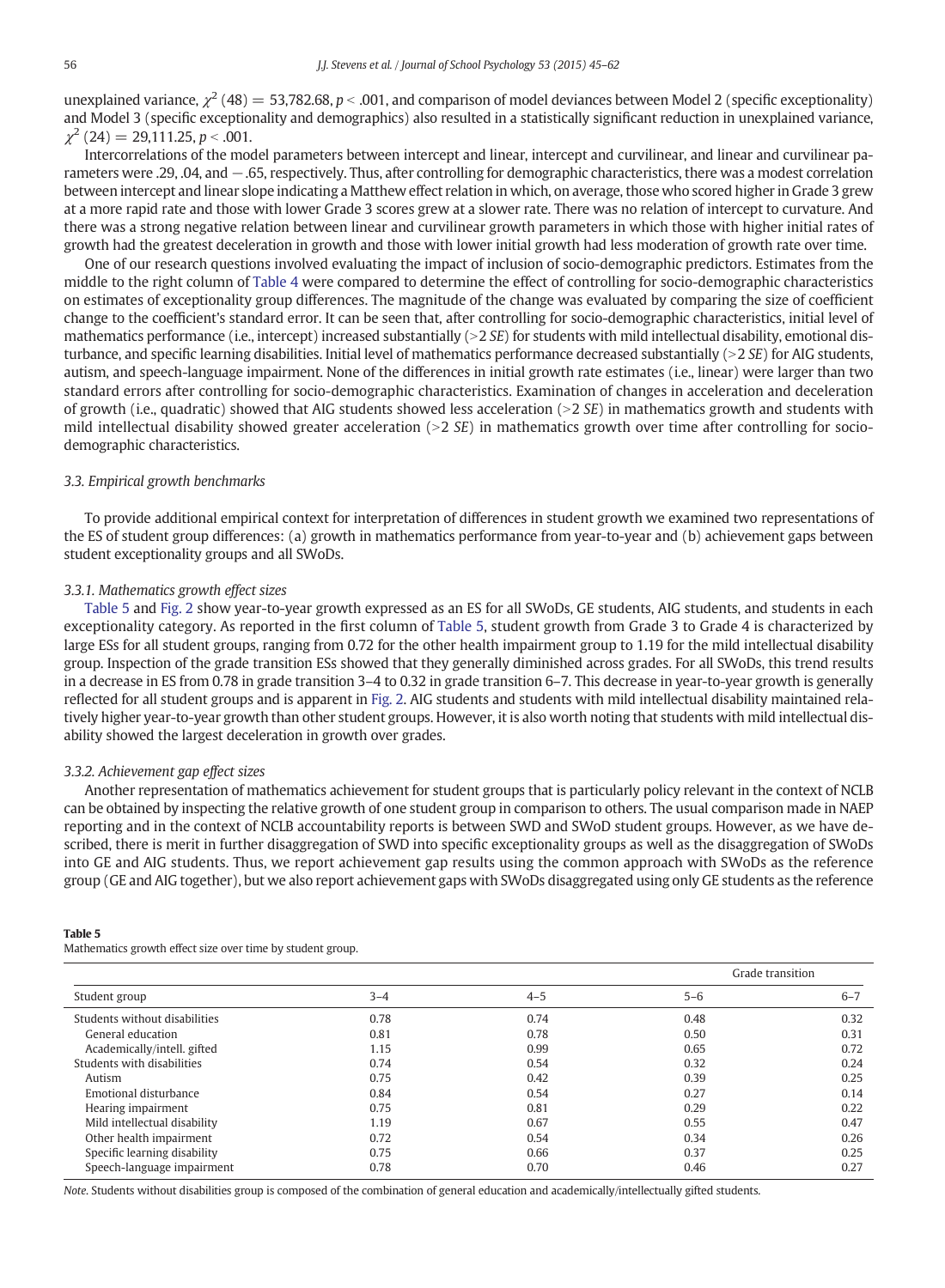unexplained variance, $\chi^2$ (48) = 53,782.68, $p < .001$, and comparison of model deviances between Model 2 (specific exceptionality) and Model 3 (specific exceptionality and demographics) also resulted in a statistically significant reduction in unexplained variance, $\chi^2$ (24) = 29,111.25, $p < .001$.

Intercorrelations of the model parameters between intercept and linear, intercept and curvilinear, and linear and curvilinear parameters were .29, .04, and −.65, respectively. Thus, after controlling for demographic characteristics, there was a modest correlation between intercept and linear slope indicating a Matthew effect relation in which, on average, those who scored higher in Grade 3 grew at a more rapid rate and those with lower Grade 3 scores grew at a slower rate. There was no relation of intercept to curvature. And there was a strong negative relation between linear and curvilinear growth parameters in which those with higher initial rates of growth had the greatest deceleration in growth and those with lower initial growth had less moderation of growth rate over time.

One of our research questions involved evaluating the impact of inclusion of socio-demographic predictors. Estimates from the middle to the right column of Table 4 were compared to determine the effect of controlling for socio-demographic characteristics on estimates of exceptionality group differences. The magnitude of the change was evaluated by comparing the size of coefficient change to the coefficient's standard error. It can be seen that, after controlling for socio-demographic characteristics, initial level of mathematics performance (i.e., intercept) increased substantially (>2 *SE*) for students with mild intellectual disability, emotional disturbance, and specific learning disabilities. Initial level of mathematics performance decreased substantially (>2 *SE*) for AIG students, autism, and speech-language impairment. None of the differences in initial growth rate estimates (i.e., linear) were larger than two standard errors after controlling for socio-demographic characteristics. Examination of changes in acceleration and deceleration of growth (i.e., quadratic) showed that AIG students showed less acceleration (>2 *SE*) in mathematics growth and students with mild intellectual disability showed greater acceleration (>2 *SE*) in mathematics growth over time after controlling for socio-demographic characteristics.

### 3.3. Empirical growth benchmarks

To provide additional empirical context for interpretation of differences in student growth we examined two representations of the ES of student group differences: (a) growth in mathematics performance from year-to-year and (b) achievement gaps between student exceptionality groups and all SWoDs.

#### 3.3.1. Mathematics growth effect sizes

Table 5 and Fig. 2 show year-to-year growth expressed as an ES for all SWoDs, GE students, AIG students, and students in each exceptionality category. As reported in the first column of Table 5, student growth from Grade 3 to Grade 4 is characterized by large ESs for all student groups, ranging from 0.72 for the other health impairment group to 1.19 for the mild intellectual disability group. Inspection of the grade transition ESs showed that they generally diminished across grades. For all SWoDs, this trend results in a decrease in ES from 0.78 in grade transition 3–4 to 0.32 in grade transition 6–7. This decrease in year-to-year growth is generally reflected for all student groups and is apparent in Fig. 2. AIG students and students with mild intellectual disability maintained relatively higher year-to-year growth than other student groups. However, it is also worth noting that students with mild intellectual disability showed the largest deceleration in growth over grades.

#### 3.3.2. Achievement gap effect sizes

Another representation of mathematics achievement for student groups that is particularly policy relevant in the context of NCLB can be obtained by inspecting the relative growth of one student group in comparison to others. The usual comparison made in NAEP reporting and in the context of NCLB accountability reports is between SWD and SWoD student groups. However, as we have described, there is merit in further disaggregation of SWD into specific exceptionality groups as well as the disaggregation of SWoDs into GE and AIG students. Thus, we report achievement gap results using the common approach with SWoDs as the reference group (GE and AIG together), but we also report achievement gaps with SWoDs disaggregated using only GE students as the reference

**Table 5**
Mathematics growth effect size over time by student group.

| | Grade transition | | | |
|---|---|---|---|---|
| Student group | 3–4 | 4–5 | 5–6 | 6–7 |
| Students without disabilities | 0.78 | 0.74 | 0.48 | 0.32 |
| General education | 0.81 | 0.78 | 0.50 | 0.31 |
| Academically/intell. gifted | 1.15 | 0.99 | 0.65 | 0.72 |
| Students with disabilities | 0.74 | 0.54 | 0.32 | 0.24 |
| Autism | 0.75 | 0.42 | 0.39 | 0.25 |
| Emotional disturbance | 0.84 | 0.54 | 0.27 | 0.14 |
| Hearing impairment | 0.75 | 0.81 | 0.29 | 0.22 |
| Mild intellectual disability | 1.19 | 0.67 | 0.55 | 0.47 |
| Other health impairment | 0.72 | 0.54 | 0.34 | 0.26 |
| Specific learning disability | 0.75 | 0.66 | 0.37 | 0.25 |
| Speech-language impairment | 0.78 | 0.70 | 0.46 | 0.27 |

*Note.* Students without disabilities group is composed of the combination of general education and academically/intellectually gifted students.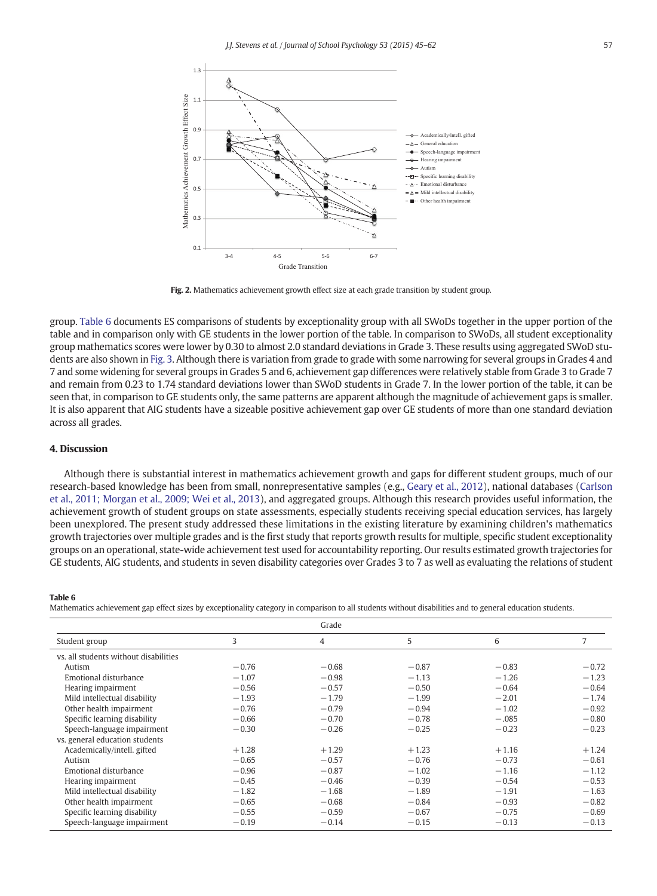Fig. 2. Mathematics achievement growth effect size at each grade transition by student group.

group. Table 6 documents ES comparisons of students by exceptionality group with all SWoDs together in the upper portion of the table and in comparison only with GE students in the lower portion of the table. In comparison to SWoDs, all student exceptionality group mathematics scores were lower by 0.30 to almost 2.0 standard deviations in Grade 3. These results using aggregated SWoD students are also shown in Fig. 3. Although there is variation from grade to grade with some narrowing for several groups in Grades 4 and 7 and some widening for several groups in Grades 5 and 6, achievement gap differences were relatively stable from Grade 3 to Grade 7 and remain from 0.23 to 1.74 standard deviations lower than SWoD students in Grade 7. In the lower portion of the table, it can be seen that, in comparison to GE students only, the same patterns are apparent although the magnitude of achievement gaps is smaller. It is also apparent that AIG students have a sizeable positive achievement gap over GE students of more than one standard deviation across all grades.

## 4. Discussion

Although there is substantial interest in mathematics achievement growth and gaps for different student groups, much of our research-based knowledge has been from small, nonrepresentative samples (e.g., Geary et al., 2012), national databases (Carlson et al., 2011; Morgan et al., 2009; Wei et al., 2013), and aggregated groups. Although this research provides useful information, the achievement growth of student groups on state assessments, especially students receiving special education services, has largely been unexplored. The present study addressed these limitations in the existing literature by examining children's mathematics growth trajectories over multiple grades and is the first study that reports growth results for multiple, specific student exceptionality groups on an operational, state-wide achievement test used for accountability reporting. Our results estimated growth trajectories for GE students, AIG students, and students in seven disability categories over Grades 3 to 7 as well as evaluating the relations of student

**Table 6**
Mathematics achievement gap effect sizes by exceptionality category in comparison to all students without disabilities and to general education students.

| Student group | Grade 3 | 4 | 5 | 6 | 7 |
|---|---|---|---|---|---|
| vs. all students without disabilities | | | | | |
| Autism | −0.76 | −0.68 | −0.87 | −0.83 | −0.72 |
| Emotional disturbance | −1.07 | −0.98 | −1.13 | −1.26 | −1.23 |
| Hearing impairment | −0.56 | −0.57 | −0.50 | −0.64 | −0.64 |
| Mild intellectual disability | −1.93 | −1.79 | −1.99 | −2.01 | −1.74 |
| Other health impairment | −0.76 | −0.79 | −0.94 | −1.02 | −0.92 |
| Specific learning disability | −0.66 | −0.70 | −0.78 | −.085 | −0.80 |
| Speech-language impairment | −0.30 | −0.26 | −0.25 | −0.23 | −0.23 |
| vs. general education students | | | | | |
| Academically/intell. gifted | +1.28 | +1.29 | +1.23 | +1.16 | +1.24 |
| Autism | −0.65 | −0.57 | −0.76 | −0.73 | −0.61 |
| Emotional disturbance | −0.96 | −0.87 | −1.02 | −1.16 | −1.12 |
| Hearing impairment | −0.45 | −0.46 | −0.39 | −0.54 | −0.53 |
| Mild intellectual disability | −1.82 | −1.68 | −1.89 | −1.91 | −1.63 |
| Other health impairment | −0.65 | −0.68 | −0.84 | −0.93 | −0.82 |
| Specific learning disability | −0.55 | −0.59 | −0.67 | −0.75 | −0.69 |
| Speech-language impairment | −0.19 | −0.14 | −0.15 | −0.13 | −0.13 |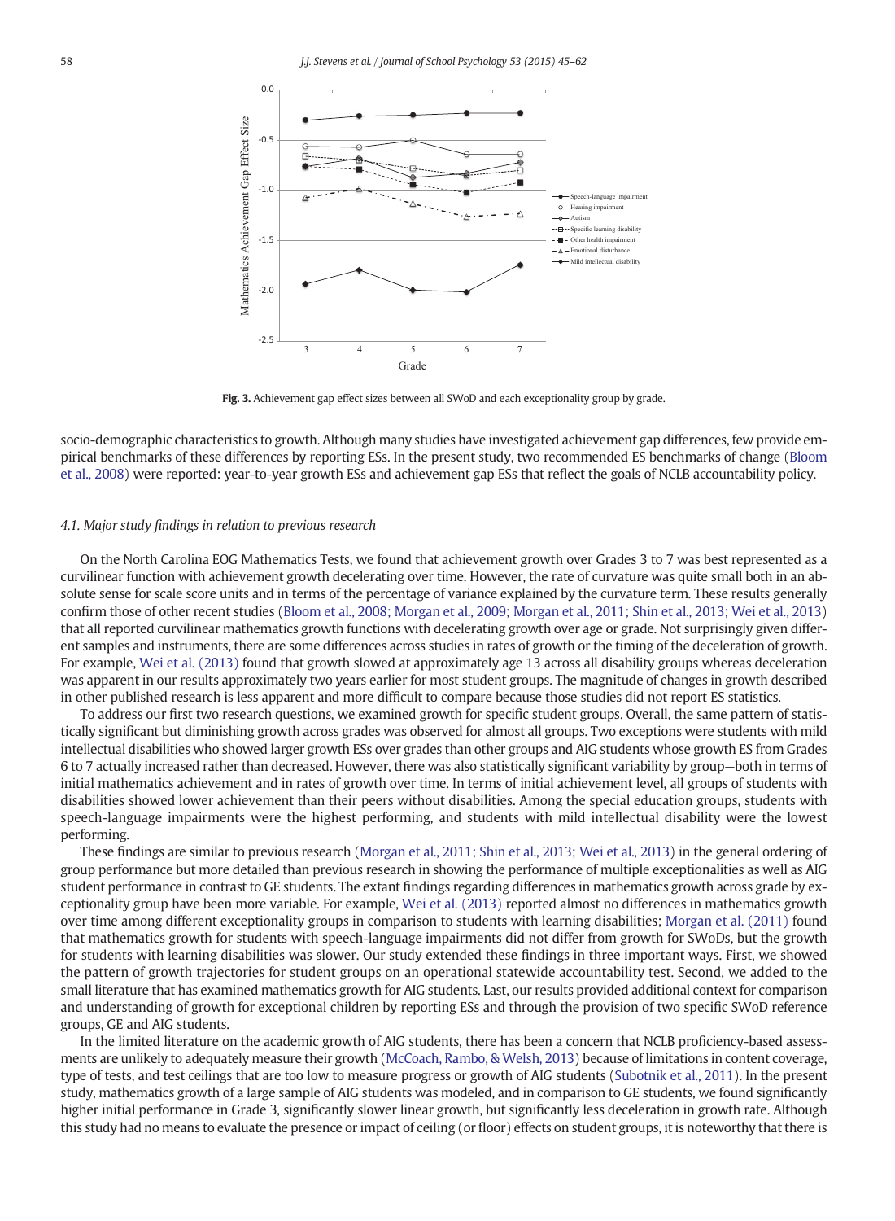0.0
-0.5
-1.0
-1.5
-2.0
-2.5
Mathematics Achievement Gap Effect Size
3
4
5
6
7
Grade
Speech-language impairment
Hearing impairment
Autism
Specific learning disability
Other health impairment
Emotional disturbance
Mild intellectual disability

**Fig. 3.** Achievement gap effect sizes between all SWoD and each exceptionality group by grade.

socio-demographic characteristics to growth. Although many studies have investigated achievement gap differences, few provide empirical benchmarks of these differences by reporting ESs. In the present study, two recommended ES benchmarks of change (Bloom et al., 2008) were reported: year-to-year growth ESs and achievement gap ESs that reflect the goals of NCLB accountability policy.

### *4.1. Major study findings in relation to previous research*

On the North Carolina EOG Mathematics Tests, we found that achievement growth over Grades 3 to 7 was best represented as a curvilinear function with achievement growth decelerating over time. However, the rate of curvature was quite small both in an absolute sense for scale score units and in terms of the percentage of variance explained by the curvature term. These results generally confirm those of other recent studies (Bloom et al., 2008; Morgan et al., 2009; Morgan et al., 2011; Shin et al., 2013; Wei et al., 2013) that all reported curvilinear mathematics growth functions with decelerating growth over age or grade. Not surprisingly given different samples and instruments, there are some differences across studies in rates of growth or the timing of the deceleration of growth. For example, Wei et al. (2013) found that growth slowed at approximately age 13 across all disability groups whereas deceleration was apparent in our results approximately two years earlier for most student groups. The magnitude of changes in growth described in other published research is less apparent and more difficult to compare because those studies did not report ES statistics.

To address our first two research questions, we examined growth for specific student groups. Overall, the same pattern of statistically significant but diminishing growth across grades was observed for almost all groups. Two exceptions were students with mild intellectual disabilities who showed larger growth ESs over grades than other groups and AIG students whose growth ES from Grades 6 to 7 actually increased rather than decreased. However, there was also statistically significant variability by group—both in terms of initial mathematics achievement and in rates of growth over time. In terms of initial achievement level, all groups of students with disabilities showed lower achievement than their peers without disabilities. Among the special education groups, students with speech-language impairments were the highest performing, and students with mild intellectual disability were the lowest performing.

These findings are similar to previous research (Morgan et al., 2011; Shin et al., 2013; Wei et al., 2013) in the general ordering of group performance but more detailed than previous research in showing the performance of multiple exceptionalities as well as AIG student performance in contrast to GE students. The extant findings regarding differences in mathematics growth across grade by exceptionality group have been more variable. For example, Wei et al. (2013) reported almost no differences in mathematics growth over time among different exceptionality groups in comparison to students with learning disabilities; Morgan et al. (2011) found that mathematics growth for students with speech-language impairments did not differ from growth for SWoDs, but the growth for students with learning disabilities was slower. Our study extended these findings in three important ways. First, we showed the pattern of growth trajectories for student groups on an operational statewide accountability test. Second, we added to the small literature that has examined mathematics growth for AIG students. Last, our results provided additional context for comparison and understanding of growth for exceptional children by reporting ESs and through the provision of two specific SWoD reference groups, GE and AIG students.

In the limited literature on the academic growth of AIG students, there has been a concern that NCLB proficiency-based assessments are unlikely to adequately measure their growth (McCoach, Rambo, & Welsh, 2013) because of limitations in content coverage, type of tests, and test ceilings that are too low to measure progress or growth of AIG students (Subotnik et al., 2011). In the present study, mathematics growth of a large sample of AIG students was modeled, and in comparison to GE students, we found significantly higher initial performance in Grade 3, significantly slower linear growth, but significantly less deceleration in growth rate. Although this study had no means to evaluate the presence or impact of ceiling (or floor) effects on student groups, it is noteworthy that there is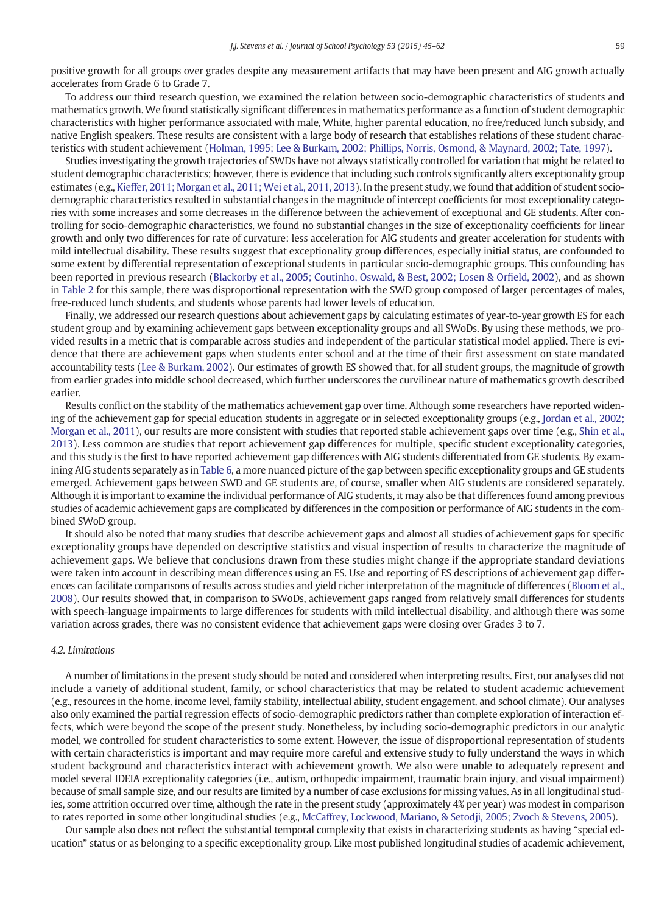positive growth for all groups over grades despite any measurement artifacts that may have been present and AIG growth actually accelerates from Grade 6 to Grade 7.

To address our third research question, we examined the relation between socio-demographic characteristics of students and mathematics growth. We found statistically significant differences in mathematics performance as a function of student demographic characteristics with higher performance associated with male, White, higher parental education, no free/reduced lunch subsidy, and native English speakers. These results are consistent with a large body of research that establishes relations of these student characteristics with student achievement (Holman, 1995; Lee & Burkam, 2002; Phillips, Norris, Osmond, & Maynard, 2002; Tate, 1997).

Studies investigating the growth trajectories of SWDs have not always statistically controlled for variation that might be related to student demographic characteristics; however, there is evidence that including such controls significantly alters exceptionality group estimates (e.g., Kieffer, 2011; Morgan et al., 2011; Wei et al., 2011, 2013). In the present study, we found that addition of student socio-demographic characteristics resulted in substantial changes in the magnitude of intercept coefficients for most exceptionality categories with some increases and some decreases in the difference between the achievement of exceptional and GE students. After controlling for socio-demographic characteristics, we found no substantial changes in the size of exceptionality coefficients for linear growth and only two differences for rate of curvature: less acceleration for AIG students and greater acceleration for students with mild intellectual disability. These results suggest that exceptionality group differences, especially initial status, are confounded to some extent by differential representation of exceptional students in particular socio-demographic groups. This confounding has been reported in previous research (Blackorby et al., 2005; Coutinho, Oswald, & Best, 2002; Losen & Orfield, 2002), and as shown in Table 2 for this sample, there was disproportional representation with the SWD group composed of larger percentages of males, free-reduced lunch students, and students whose parents had lower levels of education.

Finally, we addressed our research questions about achievement gaps by calculating estimates of year-to-year growth ES for each student group and by examining achievement gaps between exceptionality groups and all SWoDs. By using these methods, we provided results in a metric that is comparable across studies and independent of the particular statistical model applied. There is evidence that there are achievement gaps when students enter school and at the time of their first assessment on state mandated accountability tests (Lee & Burkam, 2002). Our estimates of growth ES showed that, for all student groups, the magnitude of growth from earlier grades into middle school decreased, which further underscores the curvilinear nature of mathematics growth described earlier.

Results conflict on the stability of the mathematics achievement gap over time. Although some researchers have reported widening of the achievement gap for special education students in aggregate or in selected exceptionality groups (e.g., Jordan et al., 2002; Morgan et al., 2011), our results are more consistent with studies that reported stable achievement gaps over time (e.g., Shin et al., 2013). Less common are studies that report achievement gap differences for multiple, specific student exceptionality categories, and this study is the first to have reported achievement gap differences with AIG students differentiated from GE students. By examining AIG students separately as in Table 6, a more nuanced picture of the gap between specific exceptionality groups and GE students emerged. Achievement gaps between SWD and GE students are, of course, smaller when AIG students are considered separately. Although it is important to examine the individual performance of AIG students, it may also be that differences found among previous studies of academic achievement gaps are complicated by differences in the composition or performance of AIG students in the combined SWoD group.

It should also be noted that many studies that describe achievement gaps and almost all studies of achievement gaps for specific exceptionality groups have depended on descriptive statistics and visual inspection of results to characterize the magnitude of achievement gaps. We believe that conclusions drawn from these studies might change if the appropriate standard deviations were taken into account in describing mean differences using an ES. Use and reporting of ES descriptions of achievement gap differences can facilitate comparisons of results across studies and yield richer interpretation of the magnitude of differences (Bloom et al., 2008). Our results showed that, in comparison to SWoDs, achievement gaps ranged from relatively small differences for students with speech-language impairments to large differences for students with mild intellectual disability, and although there was some variation across grades, there was no consistent evidence that achievement gaps were closing over Grades 3 to 7.

### 4.2. Limitations

A number of limitations in the present study should be noted and considered when interpreting results. First, our analyses did not include a variety of additional student, family, or school characteristics that may be related to student academic achievement (e.g., resources in the home, income level, family stability, intellectual ability, student engagement, and school climate). Our analyses also only examined the partial regression effects of socio-demographic predictors rather than complete exploration of interaction effects, which were beyond the scope of the present study. Nonetheless, by including socio-demographic predictors in our analytic model, we controlled for student characteristics to some extent. However, the issue of disproportional representation of students with certain characteristics is important and may require more careful and extensive study to fully understand the ways in which student background and characteristics interact with achievement growth. We also were unable to adequately represent and model several IDEIA exceptionality categories (i.e., autism, orthopedic impairment, traumatic brain injury, and visual impairment) because of small sample size, and our results are limited by a number of case exclusions for missing values. As in all longitudinal studies, some attrition occurred over time, although the rate in the present study (approximately 4% per year) was modest in comparison to rates reported in some other longitudinal studies (e.g., McCaffrey, Lockwood, Mariano, & Setodji, 2005; Zvoch & Stevens, 2005).

Our sample also does not reflect the substantial temporal complexity that exists in characterizing students as having "special education" status or as belonging to a specific exceptionality group. Like most published longitudinal studies of academic achievement,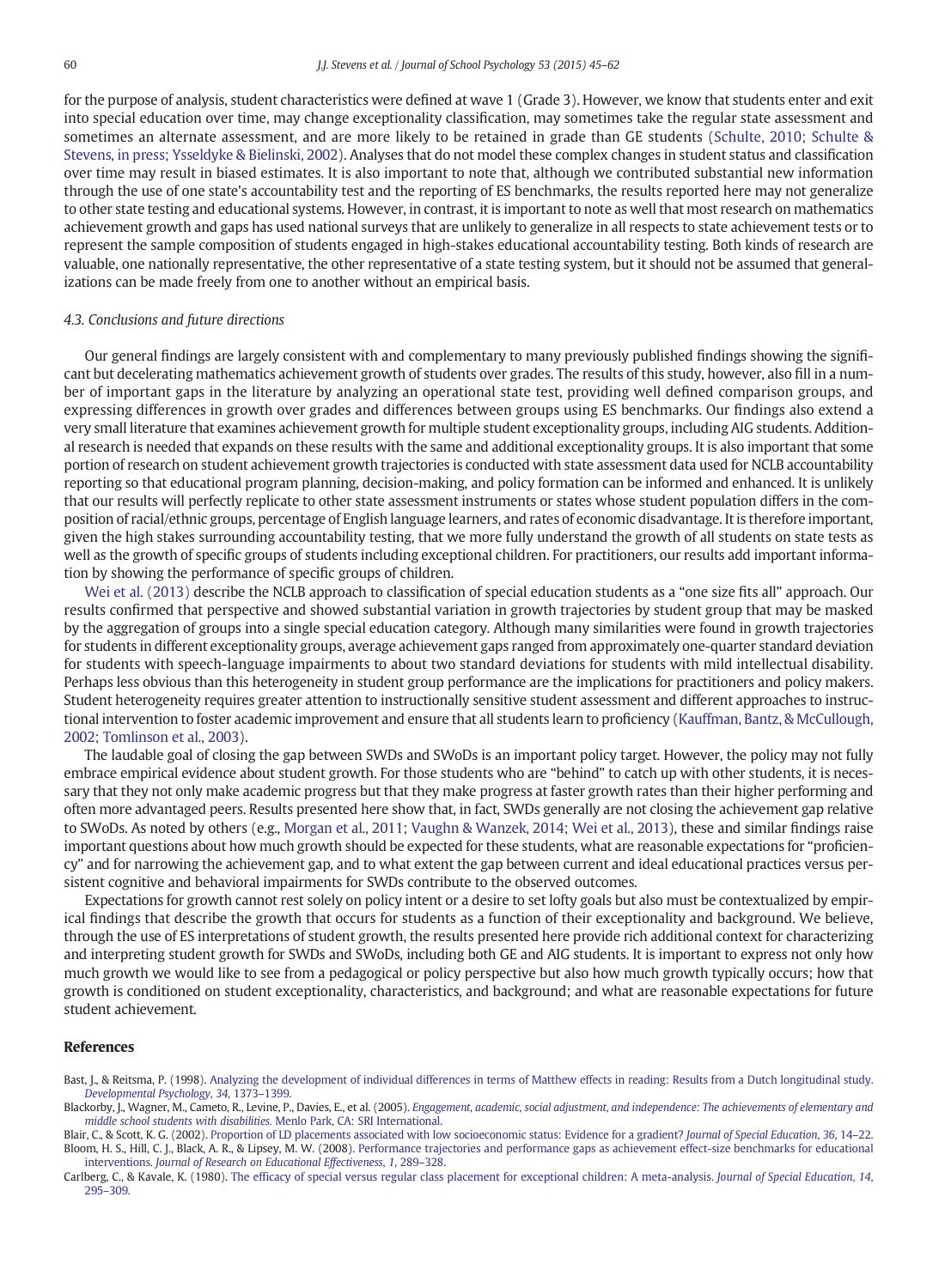for the purpose of analysis, student characteristics were defined at wave 1 (Grade 3). However, we know that students enter and exit into special education over time, may change exceptionality classification, may sometimes take the regular state assessment and sometimes an alternate assessment, and are more likely to be retained in grade than GE students (Schulte, 2010; Schulte & Stevens, in press; Ysseldyke & Bielinski, 2002). Analyses that do not model these complex changes in student status and classification over time may result in biased estimates. It is also important to note that, although we contributed substantial new information through the use of one state's accountability test and the reporting of ES benchmarks, the results reported here may not generalize to other state testing and educational systems. However, in contrast, it is important to note as well that most research on mathematics achievement growth and gaps has used national surveys that are unlikely to generalize in all respects to state achievement tests or to represent the sample composition of students engaged in high-stakes educational accountability testing. Both kinds of research are valuable, one nationally representative, the other representative of a state testing system, but it should not be assumed that generalizations can be made freely from one to another without an empirical basis.

### 4.3. Conclusions and future directions

Our general findings are largely consistent with and complementary to many previously published findings showing the significant but decelerating mathematics achievement growth of students over grades. The results of this study, however, also fill in a number of important gaps in the literature by analyzing an operational state test, providing well defined comparison groups, and expressing differences in growth over grades and differences between groups using ES benchmarks. Our findings also extend a very small literature that examines achievement growth for multiple student exceptionality groups, including AIG students. Additional research is needed that expands on these results with the same and additional exceptionality groups. It is also important that some portion of research on student achievement growth trajectories is conducted with state assessment data used for NCLB accountability reporting so that educational program planning, decision-making, and policy formation can be informed and enhanced. It is unlikely that our results will perfectly replicate to other state assessment instruments or states whose student population differs in the composition of racial/ethnic groups, percentage of English language learners, and rates of economic disadvantage. It is therefore important, given the high stakes surrounding accountability testing, that we more fully understand the growth of all students on state tests as well as the growth of specific groups of students including exceptional children. For practitioners, our results add important information by showing the performance of specific groups of children.

Wei et al. (2013) describe the NCLB approach to classification of special education students as a "one size fits all" approach. Our results confirmed that perspective and showed substantial variation in growth trajectories by student group that may be masked by the aggregation of groups into a single special education category. Although many similarities were found in growth trajectories for students in different exceptionality groups, average achievement gaps ranged from approximately one-quarter standard deviation for students with speech-language impairments to about two standard deviations for students with mild intellectual disability. Perhaps less obvious than this heterogeneity in student group performance are the implications for practitioners and policy makers. Student heterogeneity requires greater attention to instructionally sensitive student assessment and different approaches to instructional intervention to foster academic improvement and ensure that all students learn to proficiency (Kauffman, Bantz, & McCullough, 2002; Tomlinson et al., 2003).

The laudable goal of closing the gap between SWDs and SWoDs is an important policy target. However, the policy may not fully embrace empirical evidence about student growth. For those students who are "behind" to catch up with other students, it is necessary that they not only make academic progress but that they make progress at faster growth rates than their higher performing and often more advantaged peers. Results presented here show that, in fact, SWDs generally are not closing the achievement gap relative to SWoDs. As noted by others (e.g., Morgan et al., 2011; Vaughn & Wanzek, 2014; Wei et al., 2013), these and similar findings raise important questions about how much growth should be expected for these students, what are reasonable expectations for "proficiency" and for narrowing the achievement gap, and to what extent the gap between current and ideal educational practices versus persistent cognitive and behavioral impairments for SWDs contribute to the observed outcomes.

Expectations for growth cannot rest solely on policy intent or a desire to set lofty goals but also must be contextualized by empirical findings that describe the growth that occurs for students as a function of their exceptionality and background. We believe, through the use of ES interpretations of student growth, the results presented here provide rich additional context for characterizing and interpreting student growth for SWDs and SWoDs, including both GE and AIG students. It is important to express not only how much growth we would like to see from a pedagogical or policy perspective but also how much growth typically occurs; how that growth is conditioned on student exceptionality, characteristics, and background; and what are reasonable expectations for future student achievement.

## References

Bast, J., & Reitsma, P. (1998). Analyzing the development of individual differences in terms of Matthew effects in reading: Results from a Dutch longitudinal study. *Developmental Psychology*, *34*, 1373–1399.

Blackorby, J., Wagner, M., Cameto, R., Levine, P., Davies, E., et al. (2005). *Engagement, academic, social adjustment, and independence: The achievements of elementary and middle school students with disabilities.* Menlo Park, CA: SRI International.

Blair, C., & Scott, K. G. (2002). Proportion of LD placements associated with low socioeconomic status: Evidence for a gradient? *Journal of Special Education*, *36*, 14–22.

Bloom, H. S., Hill, C. J., Black, A. R., & Lipsey, M. W. (2008). Performance trajectories and performance gaps as achievement effect-size benchmarks for educational interventions. *Journal of Research on Educational Effectiveness*, *1*, 289–328.

Carlberg, C., & Kavale, K. (1980). The efficacy of special versus regular class placement for exceptional children: A meta-analysis. *Journal of Special Education*, *14*, 295–309.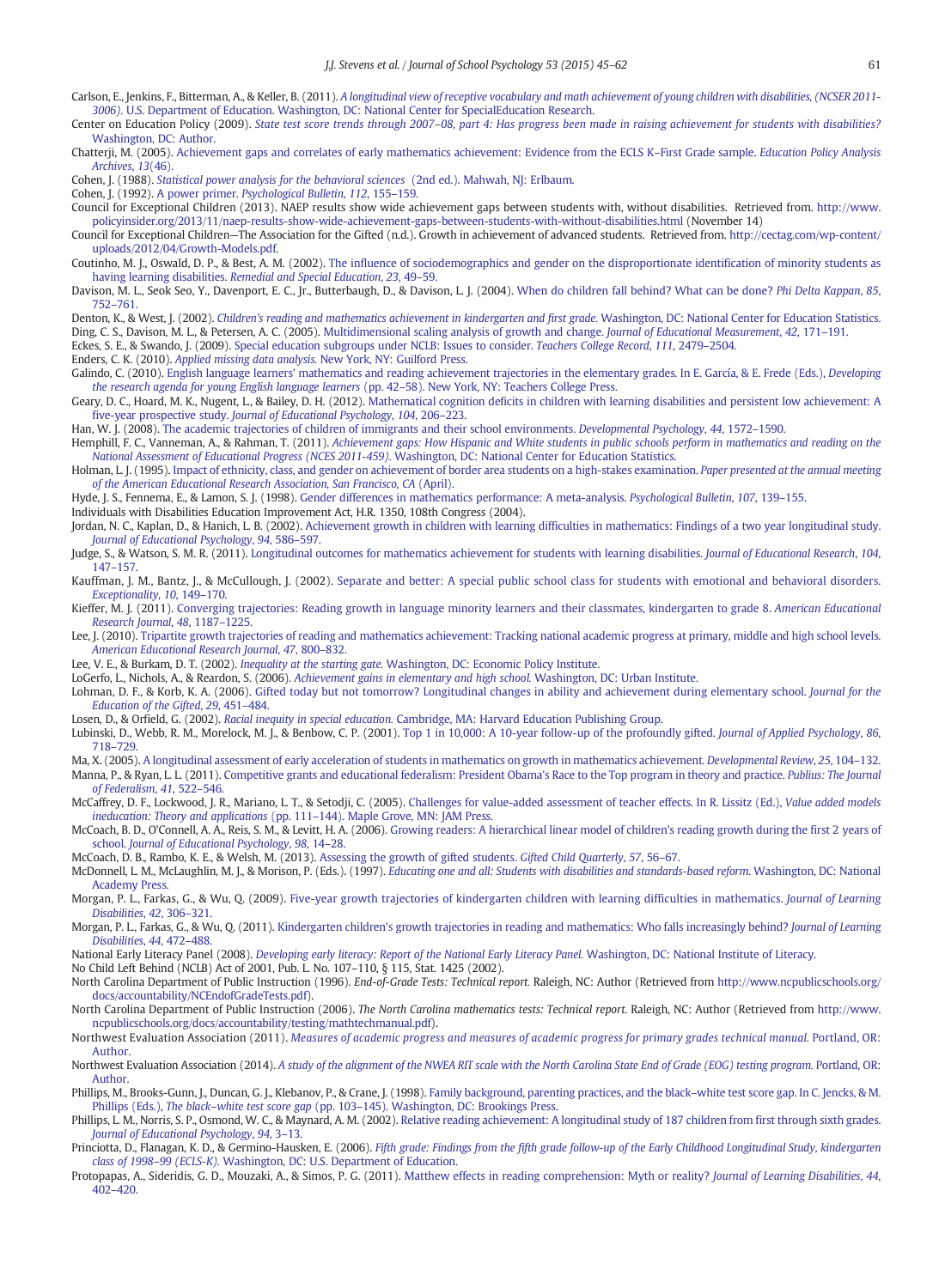Carlson, E., Jenkins, F., Bitterman, A., & Keller, B. (2011). *A longitudinal view of receptive vocabulary and math achievement of young children with disabilities, (NCSER 2011-3006)*. U.S. Department of Education. Washington, DC: National Center for SpecialEducation Research.

Center on Education Policy (2009). *State test score trends through 2007–08, part 4: Has progress been made in raising achievement for students with disabilities?* Washington, DC: Author.

Chatterji, M. (2005). Achievement gaps and correlates of early mathematics achievement: Evidence from the ECLS K–First Grade sample. *Education Policy Analysis Archives*, *13*(46).

Cohen, J. (1988). *Statistical power analysis for the behavioral sciences* (2nd ed.). Mahwah, NJ: Erlbaum.

Cohen, J. (1992). A power primer. *Psychological Bulletin*, *112*, 155–159.

Council for Exceptional Children (2013). NAEP results show wide achievement gaps between students with, without disabilities. Retrieved from. http://www.policyinsider.org/2013/11/naep-results-show-wide-achievement-gaps-between-students-with-without-disabilities.html (November 14)

Council for Exceptional Children—The Association for the Gifted (n.d.). Growth in achievement of advanced students. Retrieved from. http://cectag.com/wp-content/uploads/2012/04/Growth-Models.pdf.

Coutinho, M. J., Oswald, D. P., & Best, A. M. (2002). The influence of sociodemographics and gender on the disproportionate identification of minority students as having learning disabilities. *Remedial and Special Education*, *23*, 49–59.

Davison, M. L., Seok Seo, Y., Davenport, E. C., Jr., Butterbaugh, D., & Davison, L. J. (2004). When do children fall behind? What can be done? *Phi Delta Kappan*, *85*, 752–761.

Denton, K., & West, J. (2002). *Children's reading and mathematics achievement in kindergarten and first grade*. Washington, DC: National Center for Education Statistics.

Ding, C. S., Davison, M. L., & Petersen, A. C. (2005). Multidimensional scaling analysis of growth and change. *Journal of Educational Measurement*, *42*, 171–191.

Eckes, S. E., & Swando, J. (2009). Special education subgroups under NCLB: Issues to consider. *Teachers College Record*, *111*, 2479–2504.

Enders, C. K. (2010). *Applied missing data analysis*. New York, NY: Guilford Press.

Galindo, C. (2010). English language learners' mathematics and reading achievement trajectories in the elementary grades. In E. García, & E. Frede (Eds.), *Developing the research agenda for young English language learners* (pp. 42–58). New York, NY: Teachers College Press.

Geary, D. C., Hoard, M. K., Nugent, L., & Bailey, D. H. (2012). Mathematical cognition deficits in children with learning disabilities and persistent low achievement: A five-year prospective study. *Journal of Educational Psychology*, *104*, 206–223.

Han, W. J. (2008). The academic trajectories of children of immigrants and their school environments. *Developmental Psychology*, *44*, 1572–1590.

Hemphill, F. C., Vanneman, A., & Rahman, T. (2011). *Achievement gaps: How Hispanic and White students in public schools perform in mathematics and reading on the National Assessment of Educational Progress (NCES 2011-459)*. Washington, DC: National Center for Education Statistics.

Holman, L. J. (1995). Impact of ethnicity, class, and gender on achievement of border area students on a high-stakes examination. *Paper presented at the annual meeting of the American Educational Research Association, San Francisco, CA* (April).

Hyde, J. S., Fennema, E., & Lamon, S. J. (1998). Gender differences in mathematics performance: A meta-analysis. *Psychological Bulletin*, *107*, 139–155.

Individuals with Disabilities Education Improvement Act, H.R. 1350, 108th Congress (2004).

Jordan, N. C., Kaplan, D., & Hanich, L. B. (2002). Achievement growth in children with learning difficulties in mathematics: Findings of a two year longitudinal study. *Journal of Educational Psychology*, *94*, 586–597.

Judge, S., & Watson, S. M. R. (2011). Longitudinal outcomes for mathematics achievement for students with learning disabilities. *Journal of Educational Research*, *104*, 147–157.

Kauffman, J. M., Bantz, J., & McCullough, J. (2002). Separate and better: A special public school class for students with emotional and behavioral disorders. *Exceptionality*, *10*, 149–170.

Kieffer, M. J. (2011). Converging trajectories: Reading growth in language minority learners and their classmates, kindergarten to grade 8. *American Educational Research Journal*, *48*, 1187–1225.

Lee, J. (2010). Tripartite growth trajectories of reading and mathematics achievement: Tracking national academic progress at primary, middle and high school levels. *American Educational Research Journal*, *47*, 800–832.

Lee, V. E., & Burkam, D. T. (2002). *Inequality at the starting gate*. Washington, DC: Economic Policy Institute.

LoGerfo, L., Nichols, A., & Reardon, S. (2006). *Achievement gains in elementary and high school*. Washington, DC: Urban Institute.

Lohman, D. F., & Korb, K. A. (2006). Gifted today but not tomorrow? Longitudinal changes in ability and achievement during elementary school. *Journal for the Education of the Gifted*, *29*, 451–484.

Losen, D., & Orfield, G. (2002). *Racial inequity in special education*. Cambridge, MA: Harvard Education Publishing Group.

Lubinski, D., Webb, R. M., Morelock, M. J., & Benbow, C. P. (2001). Top 1 in 10,000: A 10-year follow-up of the profoundly gifted. *Journal of Applied Psychology*, *86*, 718–729.

Ma, X. (2005). A longitudinal assessment of early acceleration of students in mathematics on growth in mathematics achievement. *Developmental Review*, *25*, 104–132.

Manna, P., & Ryan, L. L. (2011). Competitive grants and educational federalism: President Obama's Race to the Top program in theory and practice. *Publius: The Journal of Federalism*, *41*, 522–546.

McCaffrey, D. F., Lockwood, J. R., Mariano, L. T., & Setodji, C. (2005). Challenges for value-added assessment of teacher effects. In R. Lissitz (Ed.), *Value added models ineducation: Theory and applications* (pp. 111–144). Maple Grove, MN: JAM Press.

McCoach, B. D., O'Connell, A. A., Reis, S. M., & Levitt, H. A. (2006). Growing readers: A hierarchical linear model of children's reading growth during the first 2 years of school. *Journal of Educational Psychology*, *98*, 14–28.

McCoach, D. B., Rambo, K. E., & Welsh, M. (2013). Assessing the growth of gifted students. *Gifted Child Quarterly*, *57*, 56–67.

McDonnell, L. M., McLaughlin, M. J., & Morison, P. (Eds.). (1997). *Educating one and all: Students with disabilities and standards-based reform*. Washington, DC: National Academy Press.

Morgan, P. L., Farkas, G., & Wu, Q. (2009). Five-year growth trajectories of kindergarten children with learning difficulties in mathematics. *Journal of Learning Disabilities*, *42*, 306–321.

Morgan, P. L., Farkas, G., & Wu, Q. (2011). Kindergarten children's growth trajectories in reading and mathematics: Who falls increasingly behind? *Journal of Learning Disabilities*, *44*, 472–488.

National Early Literacy Panel (2008). *Developing early literacy: Report of the National Early Literacy Panel*. Washington, DC: National Institute of Literacy.

No Child Left Behind (NCLB) Act of 2001, Pub. L. No. 107–110, § 115, Stat. 1425 (2002).

North Carolina Department of Public Instruction (1996). *End-of-Grade Tests: Technical report*. Raleigh, NC: Author (Retrieved from http://www.ncpublicschools.org/docs/accountability/NCEndofGradeTests.pdf).

North Carolina Department of Public Instruction (2006). *The North Carolina mathematics tests: Technical report*. Raleigh, NC: Author (Retrieved from http://www.ncpublicschools.org/docs/accountability/testing/mathtechmanual.pdf).

Northwest Evaluation Association (2011). *Measures of academic progress and measures of academic progress for primary grades technical manual*. Portland, OR: Author.

Northwest Evaluation Association (2014). *A study of the alignment of the NWEA RIT scale with the North Carolina State End of Grade (EOG) testing program*. Portland, OR: Author.

Phillips, M., Brooks-Gunn, J., Duncan, G. J., Klebanov, P., & Crane, J. (1998). Family background, parenting practices, and the black–white test score gap. In C. Jencks, & M. Phillips (Eds.), *The black–white test score gap* (pp. 103–145). Washington, DC: Brookings Press.

Phillips, L. M., Norris, S. P., Osmond, W. C., & Maynard, A. M. (2002). Relative reading achievement: A longitudinal study of 187 children from first through sixth grades. *Journal of Educational Psychology*, *94*, 3–13.

Princiotta, D., Flanagan, K. D., & Germino-Hausken, E. (2006). *Fifth grade: Findings from the fifth grade follow-up of the Early Childhood Longitudinal Study, kindergarten class of 1998–99 (ECLS-K)*. Washington, DC: U.S. Department of Education.

Protopapas, A., Sideridis, G. D., Mouzaki, A., & Simos, P. G. (2011). Matthew effects in reading comprehension: Myth or reality? *Journal of Learning Disabilities*, *44*, 402–420.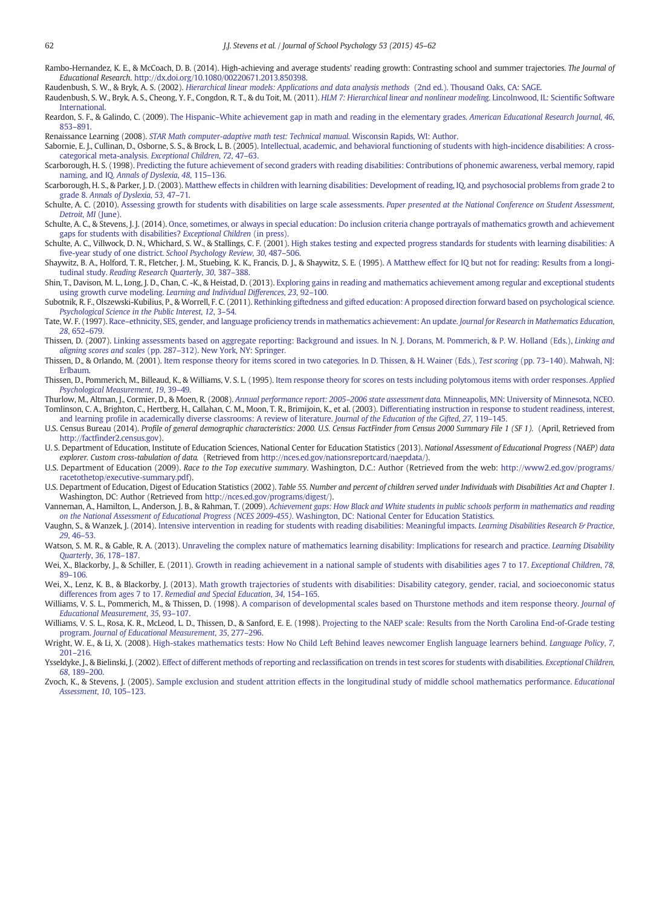Rambo-Hernandez, K. E., & McCoach, D. B. (2014). High-achieving and average students' reading growth: Contrasting school and summer trajectories. *The Journal of Educational Research*. http://dx.doi.org/10.1080/00220671.2013.850398.

Raudenbush, S. W., & Bryk, A. S. (2002). *Hierarchical linear models: Applications and data analysis methods* (2nd ed.). Thousand Oaks, CA: SAGE.

Raudenbush, S. W., Bryk, A. S., Cheong, Y. F., Congdon, R. T., & du Toit, M. (2011). *HLM 7: Hierarchical linear and nonlinear modeling*. Lincolnwood, IL: Scientific Software International.

Reardon, S. F., & Galindo, C. (2009). The Hispanic–White achievement gap in math and reading in the elementary grades. *American Educational Research Journal*, *46*, 853–891.

Renaissance Learning (2008). *STAR Math computer-adaptive math test: Technical manual*. Wisconsin Rapids, WI: Author.

Sabornie, E. J., Cullinan, D., Osborne, S. S., & Brock, L. B. (2005). Intellectual, academic, and behavioral functioning of students with high-incidence disabilities: A cross-categorical meta-analysis. *Exceptional Children*, *72*, 47–63.

Scarborough, H. S. (1998). Predicting the future achievement of second graders with reading disabilities: Contributions of phonemic awareness, verbal memory, rapid naming, and IQ. *Annals of Dyslexia*, *48*, 115–136.

Scarborough, H. S., & Parker, J. D. (2003). Matthew effects in children with learning disabilities: Development of reading, IQ, and psychosocial problems from grade 2 to grade 8. *Annals of Dyslexia*, *53*, 47–71.

Schulte, A. C. (2010). Assessing growth for students with disabilities on large scale assessments. *Paper presented at the National Conference on Student Assessment, Detroit, MI* (June).

Schulte, A. C., & Stevens, J. J. (2014). Once, sometimes, or always in special education: Do inclusion criteria change portrayals of mathematics growth and achievement gaps for students with disabilities? *Exceptional Children* (in press).

Schulte, A. C., Villwock, D. N., Whichard, S. W., & Stallings, C. F. (2001). High stakes testing and expected progress standards for students with learning disabilities: A five-year study of one district. *School Psychology Review*, *30*, 487–506.

Shaywitz, B. A., Holford, T. R., Fletcher, J. M., Stueb­ing, K. K., Francis, D. J., & Shaywitz, S. E. (1995). A Matthew effect for IQ but not for reading: Results from a longitudinal study. *Reading Research Quarterly*, *30*, 387–388.

Shin, T., Davison, M. L., Long, J. D., Chan, C. -K., & Heistad, D. (2013). Exploring gains in reading and mathematics achievement among regular and exceptional students using growth curve modeling. *Learning and Individual Differences*, *23*, 92–100.

Subotnik, R. F., Olszewski-Kubilius, P., & Worrell, F. C. (2011). Rethinking giftedness and gifted education: A proposed direction forward based on psychological science. *Psychological Science in the Public Interest*, *12*, 3–54.

Tate, W. F. (1997). Race–ethnicity, SES, gender, and language proficiency trends in mathematics achievement: An update. *Journal for Research in Mathematics Education*, *28*, 652–679.

Thissen, D. (2007). Linking assessments based on aggregate reporting: Background and issues. In N. J. Dorans, M. Pommerich, & P. W. Holland (Eds.), *Linking and aligning scores and scales* (pp. 287–312). New York, NY: Springer.

Thissen, D., & Orlando, M. (2001). Item response theory for items scored in two categories. In D. Thissen, & H. Wainer (Eds.), *Test scoring* (pp. 73–140). Mahwah, NJ: Erlbaum.

Thissen, D., Pommerich, M., Billeaud, K., & Williams, V. S. L. (1995). Item response theory for scores on tests including polytomous items with order responses. *Applied Psychological Measurement*, *19*, 39–49.

Thurlow, M., Altman, J., Cormier, D., & Moen, R. (2008). *Annual performance report: 2005–2006 state assessment data*. Minneapolis, MN: University of Minnesota, NCEO.

Tomlinson, C. A., Brighton, C., Hertberg, H., Callahan, C. M., Moon, T. R., Brimijoin, K., et al. (2003). Differentiating instruction in response to student readiness, interest, and learning profile in academically diverse classrooms: A review of literature. *Journal of the Education of the Gifted*, *27*, 119–145.

U.S. Census Bureau (2014). *Profile of general demographic characteristics: 2000. U.S. Census FactFinder from Census 2000 Summary File 1 (SF 1).* (April, Retrieved from http://factfinder2.census.gov).

U. S. Department of Education, Institute of Education Sciences, National Center for Education Statistics (2013). *National Assessment of Educational Progress (NAEP) data explorer. Custom cross-tabulation of data.* (Retrieved from http://nces.ed.gov/nationsreportcard/naepdata/).

U.S. Department of Education (2009). *Race to the Top executive summary*. Washington, D.C.: Author (Retrieved from the web: http://www2.ed.gov/programs/racetothetop/executive-summary.pdf).

U.S. Department of Education, Digest of Education Statistics (2002). *Table 55. Number and percent of children served under Individuals with Disabilities Act and Chapter 1*. Washington, DC: Author (Retrieved from http://nces.ed.gov/programs/digest/).

Vanneman, A., Hamilton, L., Anderson, J. B., & Rahman, T. (2009). *Achievement gaps: How Black and White students in public schools perform in mathematics and reading on the National Assessment of Educational Progress (NCES 2009-455)*. Washington, DC: National Center for Education Statistics.

Vaughn, S., & Wanzek, J. (2014). Intensive intervention in reading for students with reading disabilities: Meaningful impacts. *Learning Disabilities Research & Practice*, *29*, 46–53.

Watson, S. M. R., & Gable, R. A. (2013). Unraveling the complex nature of mathematics learning disability: Implications for research and practice. *Learning Disability Quarterly*, *36*, 178–187.

Wei, X., Blackorby, J., & Schiller, E. (2011). Growth in reading achievement in a national sample of students with disabilities ages 7 to 17. *Exceptional Children*, *78*, 89–106.

Wei, X., Lenz, K. B., & Blackorby, J. (2013). Math growth trajectories of students with disabilities: Disability category, gender, racial, and socioeconomic status differences from ages 7 to 17. *Remedial and Special Education*, *34*, 154–165.

Williams, V. S. L., Pommerich, M., & Thissen, D. (1998). A comparison of developmental scales based on Thurstone methods and item response theory. *Journal of Educational Measurement*, *35*, 93–107.

Williams, V. S. L., Rosa, K. R., McLeod, L. D., Thissen, D., & Sanford, E. E. (1998). Projecting to the NAEP scale: Results from the North Carolina End-of-Grade testing program. *Journal of Educational Measurement*, *35*, 277–296.

Wright, W. E., & Li, X. (2008). High-stakes mathematics tests: How No Child Left Behind leaves newcomer English language learners behind. *Language Policy*, *7*, 201–216.

Ysseldyke, J., & Bielinski, J. (2002). Effect of different methods of reporting and reclassification on trends in test scores for students with disabilities. *Exceptional Children*, *68*, 189–200.

Zvoch, K., & Stevens, J. (2005). Sample exclusion and student attrition effects in the longitudinal study of middle school mathematics performance. *Educational Assessment*, *10*, 105–123.